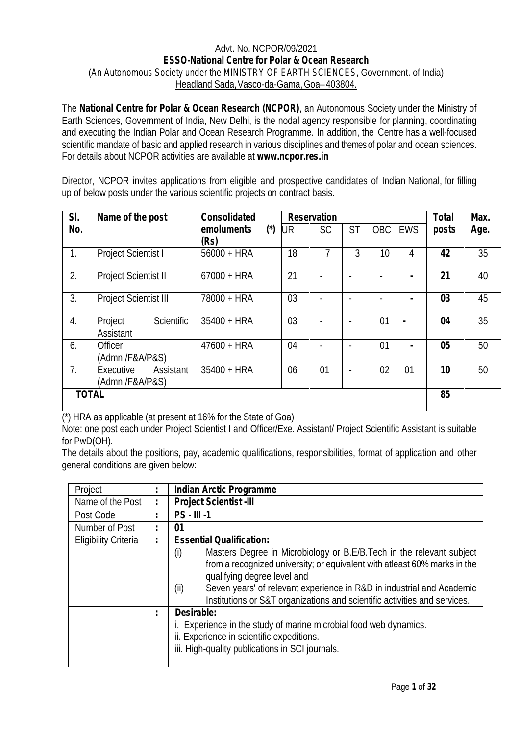Advt. No. NCPOR/09/2021

**ESSO-National Centre for Polar & Ocean Research**

(An Autonomous Society under the MINISTRY OF EARTH SCIENCES, Government. of India)

Headland Sada, Vasco-da-Gama, Goa– 403804.

The **National Centre for Polar & Ocean Research (NCPOR)**, an Autonomous Society under the Ministry of Earth Sciences, Government of India, New Delhi, is the nodal agency responsible for planning, coordinating and executing the Indian Polar and Ocean Research Programme. In addition, the Centre has a well-focused scientific mandate of basic and applied research in various disciplines and themes of polar and ocean sciences. For details about NCPOR activities are available at **www.ncpor.res.in**

Director, NCPOR invites applications from eligible and prospective candidates of Indian National, for filling up of below posts under the various scientific projects on contract basis.

| Sl. No. | Name of the post | Consolidated emoluments (*) (Rs) | Reservation | | | | | Total posts | Max. Age. |
|---|---|---|---|---|---|---|---|---|---|
| | | | UR | SC | ST | OBC | EWS | | |
| 1. | Project Scientist I | 56000 + HRA | 18 | 7 | 3 | 10 | 4 | **42** | 35 |
| 2. | Project Scientist II | 67000 + HRA | 21 | - | - | - | - | **21** | 40 |
| 3. | Project Scientist III | 78000 + HRA | 03 | - | - | - | - | **03** | 45 |
| 4. | Project Scientific Assistant | 35400 + HRA | 03 | - | - | 01 | - | **04** | 35 |
| 6. | Officer (Admn./F&A/P&S) | 47600 + HRA | 04 | - | - | 01 | - | **05** | 50 |
| 7. | Executive Assistant (Admn./F&A/P&S) | 35400 + HRA | 06 | 01 | - | 02 | 01 | **10** | 50 |
| **TOTAL** | | | | | | | | **85** | |

(*) HRA as applicable (at present at 16% for the State of Goa)

Note: one post each under Project Scientist I and Officer/Exe. Assistant/ Project Scientific Assistant is suitable for PwD(OH).

The details about the positions, pay, academic qualifications, responsibilities, format of application and other general conditions are given below:

| Project | : | **Indian Arctic Programme** |
|---|---|---|
| Name of the Post | : | **Project Scientist -III** |
| Post Code | : | **PS - III -1** |
| Number of Post | : | **01** |
| Eligibility Criteria | : | **Essential Qualification:**<br>(i) Masters Degree in Microbiology or B.E/B.Tech in the relevant subject from a recognized university; or equivalent with atleast 60% marks in the qualifying degree level and<br>(ii) Seven years' of relevant experience in R&D in industrial and Academic Institutions or S&T organizations and scientific activities and services. |
| | : | **Desirable:**<br>i. Experience in the study of marine microbial food web dynamics.<br>ii. Experience in scientific expeditions.<br>iii. High-quality publications in SCI journals. |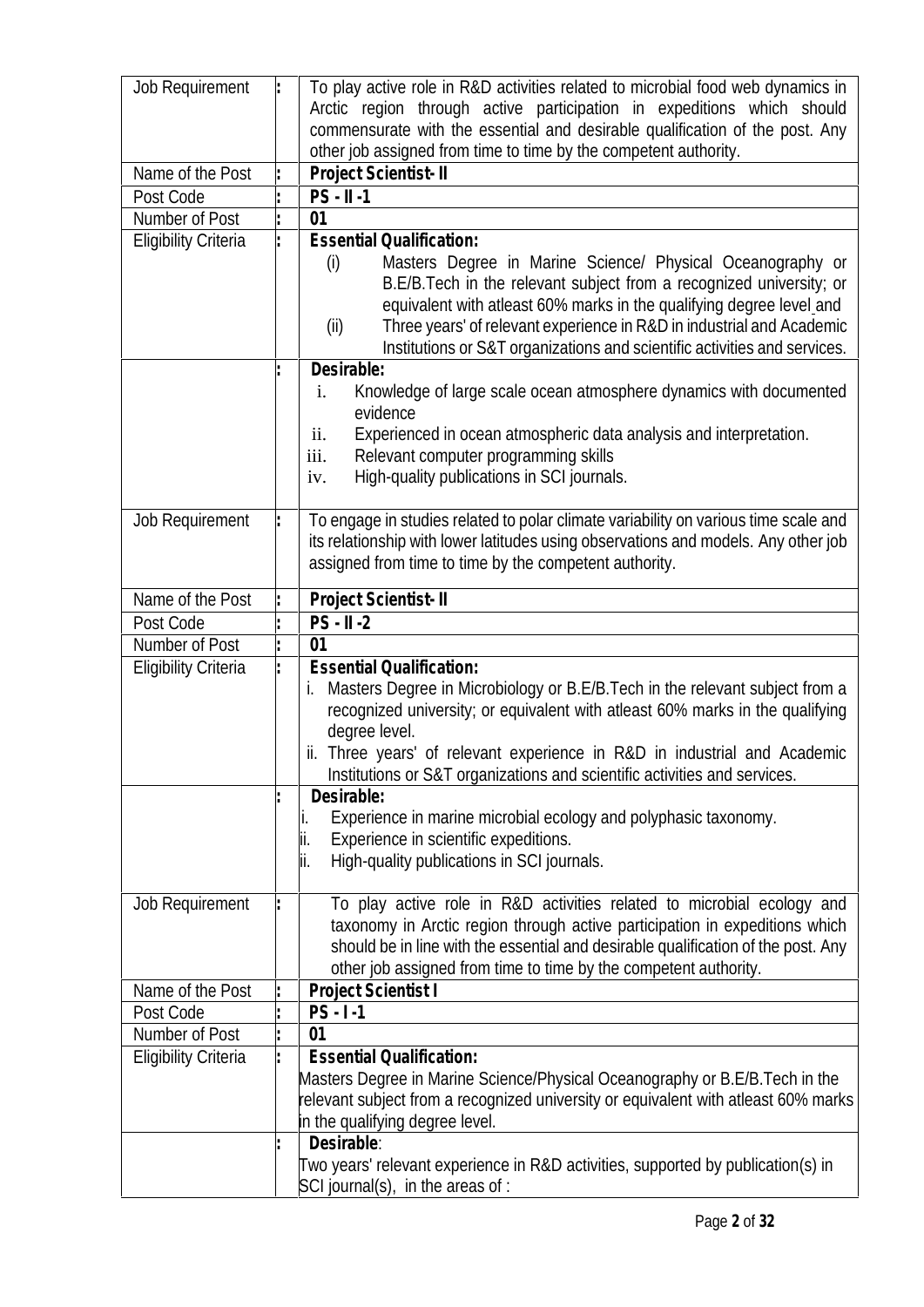| | | |
|---|---|---|
| Job Requirement | : | To play active role in R&D activities related to microbial food web dynamics in Arctic region through active participation in expeditions which should commensurate with the essential and desirable qualification of the post. Any other job assigned from time to time by the competent authority. |
| Name of the Post | : | **Project Scientist- II** |
| Post Code | : | **PS - II -1** |
| Number of Post | : | **01** |
| Eligibility Criteria | : | **Essential Qualification:**<br>(i) Masters Degree in Marine Science/ Physical Oceanography or B.E/B.Tech in the relevant subject from a recognized university; or equivalent with atleast 60% marks in the qualifying degree level and<br>(ii) Three years' of relevant experience in R&D in industrial and Academic Institutions or S&T organizations and scientific activities and services. |
| | : | **Desirable:**<br>i. Knowledge of large scale ocean atmosphere dynamics with documented evidence<br>ii. Experienced in ocean atmospheric data analysis and interpretation.<br>iii. Relevant computer programming skills<br>iv. High-quality publications in SCI journals. |
| Job Requirement | : | To engage in studies related to polar climate variability on various time scale and its relationship with lower latitudes using observations and models. Any other job assigned from time to time by the competent authority. |
| Name of the Post | : | **Project Scientist- II** |
| Post Code | : | **PS - II -2** |
| Number of Post | : | **01** |
| Eligibility Criteria | : | **Essential Qualification:**<br>i. Masters Degree in Microbiology or B.E/B.Tech in the relevant subject from a recognized university; or equivalent with atleast 60% marks in the qualifying degree level.<br>ii. Three years' of relevant experience in R&D in industrial and Academic Institutions or S&T organizations and scientific activities and services. |
| | : | **Desirable:**<br>i. Experience in marine microbial ecology and polyphasic taxonomy.<br>ii. Experience in scientific expeditions.<br>ii. High-quality publications in SCI journals. |
| Job Requirement | : | To play active role in R&D activities related to microbial ecology and taxonomy in Arctic region through active participation in expeditions which should be in line with the essential and desirable qualification of the post. Any other job assigned from time to time by the competent authority. |
| Name of the Post | : | **Project Scientist I** |
| Post Code | : | **PS - I -1** |
| Number of Post | : | **01** |
| Eligibility Criteria | : | **Essential Qualification:**<br>Masters Degree in Marine Science/Physical Oceanography or B.E/B.Tech in the relevant subject from a recognized university or equivalent with atleast 60% marks in the qualifying degree level. |
| | : | **Desirable**:<br>Two years' relevant experience in R&D activities, supported by publication(s) in SCI journal(s), in the areas of : |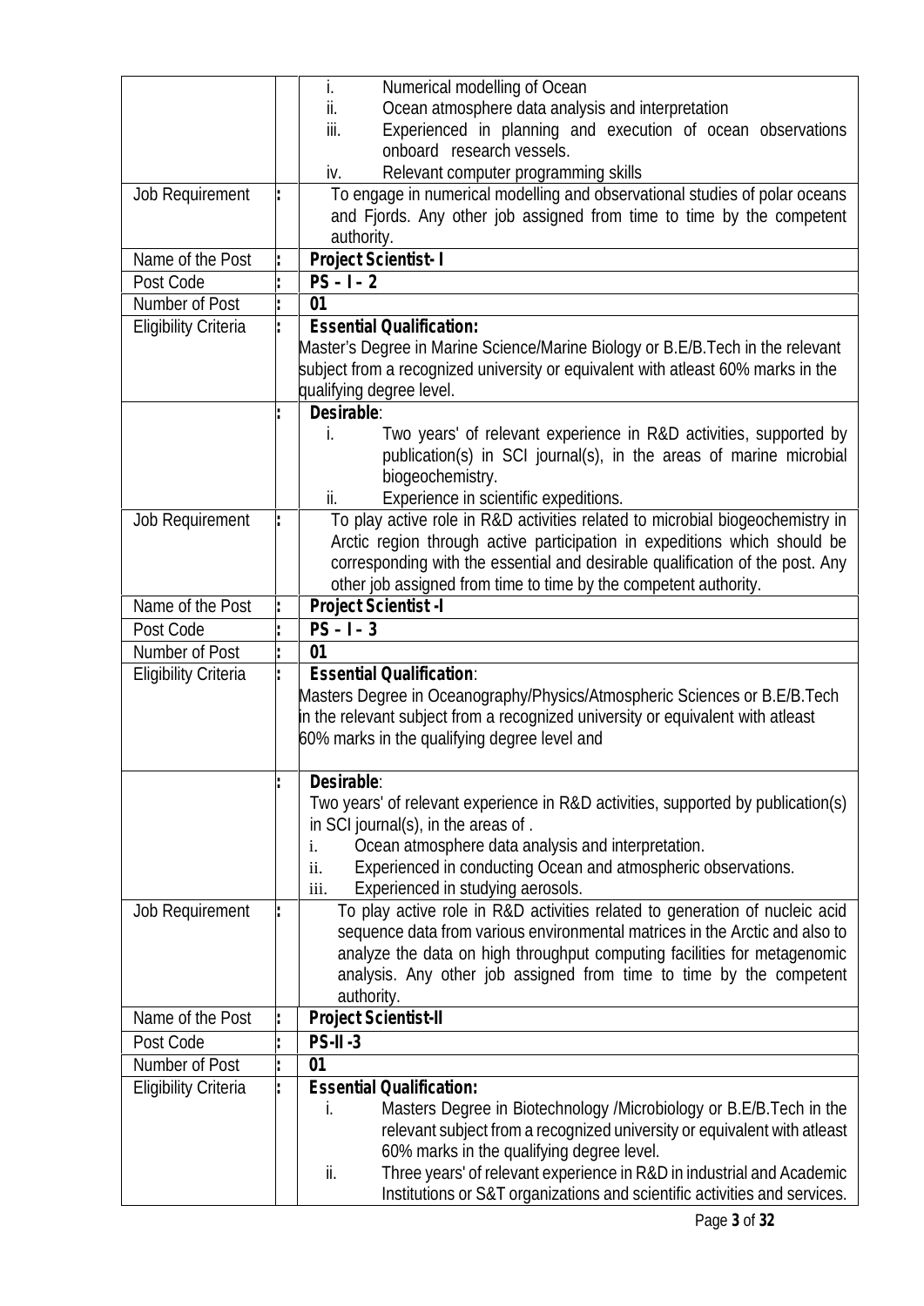| | | |
|---|---|---|
| | | i. Numerical modelling of Ocean<br>ii. Ocean atmosphere data analysis and interpretation<br>iii. Experienced in planning and execution of ocean observations onboard research vessels.<br>iv. Relevant computer programming skills |
| Job Requirement | : | To engage in numerical modelling and observational studies of polar oceans and Fjords. Any other job assigned from time to time by the competent authority. |
| Name of the Post | : | **Project Scientist- I** |
| Post Code | : | **PS – I – 2** |
| Number of Post | : | **01** |
| Eligibility Criteria | : | **Essential Qualification:**<br>Master's Degree in Marine Science/Marine Biology or B.E/B.Tech in the relevant subject from a recognized university or equivalent with atleast 60% marks in the qualifying degree level. |
| | : | **Desirable**:<br>i. Two years' of relevant experience in R&D activities, supported by publication(s) in SCI journal(s), in the areas of marine microbial biogeochemistry.<br>ii. Experience in scientific expeditions. |
| Job Requirement | : | To play active role in R&D activities related to microbial biogeochemistry in Arctic region through active participation in expeditions which should be corresponding with the essential and desirable qualification of the post. Any other job assigned from time to time by the competent authority. |
| Name of the Post | : | **Project Scientist -I** |
| Post Code | : | **PS – I – 3** |
| Number of Post | : | **01** |
| Eligibility Criteria | : | **Essential Qualification**:<br>Masters Degree in Oceanography/Physics/Atmospheric Sciences or B.E/B.Tech in the relevant subject from a recognized university or equivalent with atleast 60% marks in the qualifying degree level and |
| | : | **Desirable**:<br>Two years' of relevant experience in R&D activities, supported by publication(s) in SCI journal(s), in the areas of .<br>i. Ocean atmosphere data analysis and interpretation.<br>ii. Experienced in conducting Ocean and atmospheric observations.<br>iii. Experienced in studying aerosols. |
| Job Requirement | : | To play active role in R&D activities related to generation of nucleic acid sequence data from various environmental matrices in the Arctic and also to analyze the data on high throughput computing facilities for metagenomic analysis. Any other job assigned from time to time by the competent authority. |
| Name of the Post | : | **Project Scientist-II** |
| Post Code | : | **PS-II -3** |
| Number of Post | : | **01** |
| Eligibility Criteria | : | **Essential Qualification:**<br>i. Masters Degree in Biotechnology /Microbiology or B.E/B.Tech in the relevant subject from a recognized university or equivalent with atleast 60% marks in the qualifying degree level.<br>ii. Three years' of relevant experience in R&D in industrial and Academic Institutions or S&T organizations and scientific activities and services. |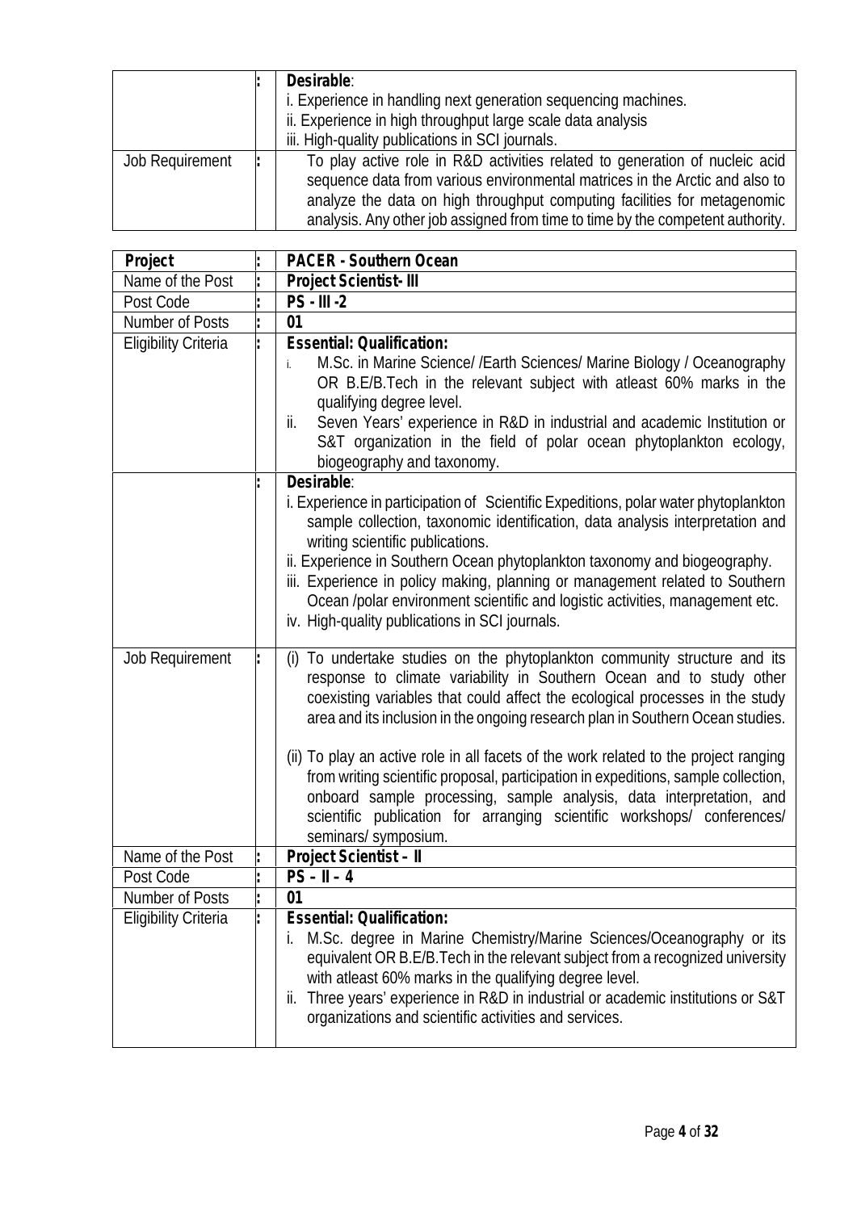| | | |
|---|---|---|
| | : | **Desirable**:<br>i. Experience in handling next generation sequencing machines.<br>ii. Experience in high throughput large scale data analysis<br>iii. High-quality publications in SCI journals. |
| Job Requirement | : | To play active role in R&D activities related to generation of nucleic acid sequence data from various environmental matrices in the Arctic and also to analyze the data on high throughput computing facilities for metagenomic analysis. Any other job assigned from time to time by the competent authority. |

| **Project** | : | **PACER - Southern Ocean** |
|---|---|---|
| Name of the Post | : | **Project Scientist- III** |
| Post Code | : | **PS - III -2** |
| Number of Posts | : | **01** |
| Eligibility Criteria | : | **Essential: Qualification:**<br>i. M.Sc. in Marine Science/ /Earth Sciences/ Marine Biology / Oceanography OR B.E/B.Tech in the relevant subject with atleast 60% marks in the qualifying degree level.<br>ii. Seven Years' experience in R&D in industrial and academic Institution or S&T organization in the field of polar ocean phytoplankton ecology, biogeography and taxonomy. |
| | : | **Desirable**:<br>i. Experience in participation of Scientific Expeditions, polar water phytoplankton sample collection, taxonomic identification, data analysis interpretation and writing scientific publications.<br>ii. Experience in Southern Ocean phytoplankton taxonomy and biogeography.<br>iii. Experience in policy making, planning or management related to Southern Ocean /polar environment scientific and logistic activities, management etc.<br>iv. High-quality publications in SCI journals. |
| Job Requirement | : | (i) To undertake studies on the phytoplankton community structure and its response to climate variability in Southern Ocean and to study other coexisting variables that could affect the ecological processes in the study area and its inclusion in the ongoing research plan in Southern Ocean studies.<br><br>(ii) To play an active role in all facets of the work related to the project ranging from writing scientific proposal, participation in expeditions, sample collection, onboard sample processing, sample analysis, data interpretation, and scientific publication for arranging scientific workshops/ conferences/ seminars/ symposium. |
| Name of the Post | : | **Project Scientist – II** |
| Post Code | : | **PS – II – 4** |
| Number of Posts | : | **01** |
| Eligibility Criteria | : | **Essential: Qualification:**<br>i. M.Sc. degree in Marine Chemistry/Marine Sciences/Oceanography or its equivalent OR B.E/B.Tech in the relevant subject from a recognized university with atleast 60% marks in the qualifying degree level.<br>ii. Three years' experience in R&D in industrial or academic institutions or S&T organizations and scientific activities and services. |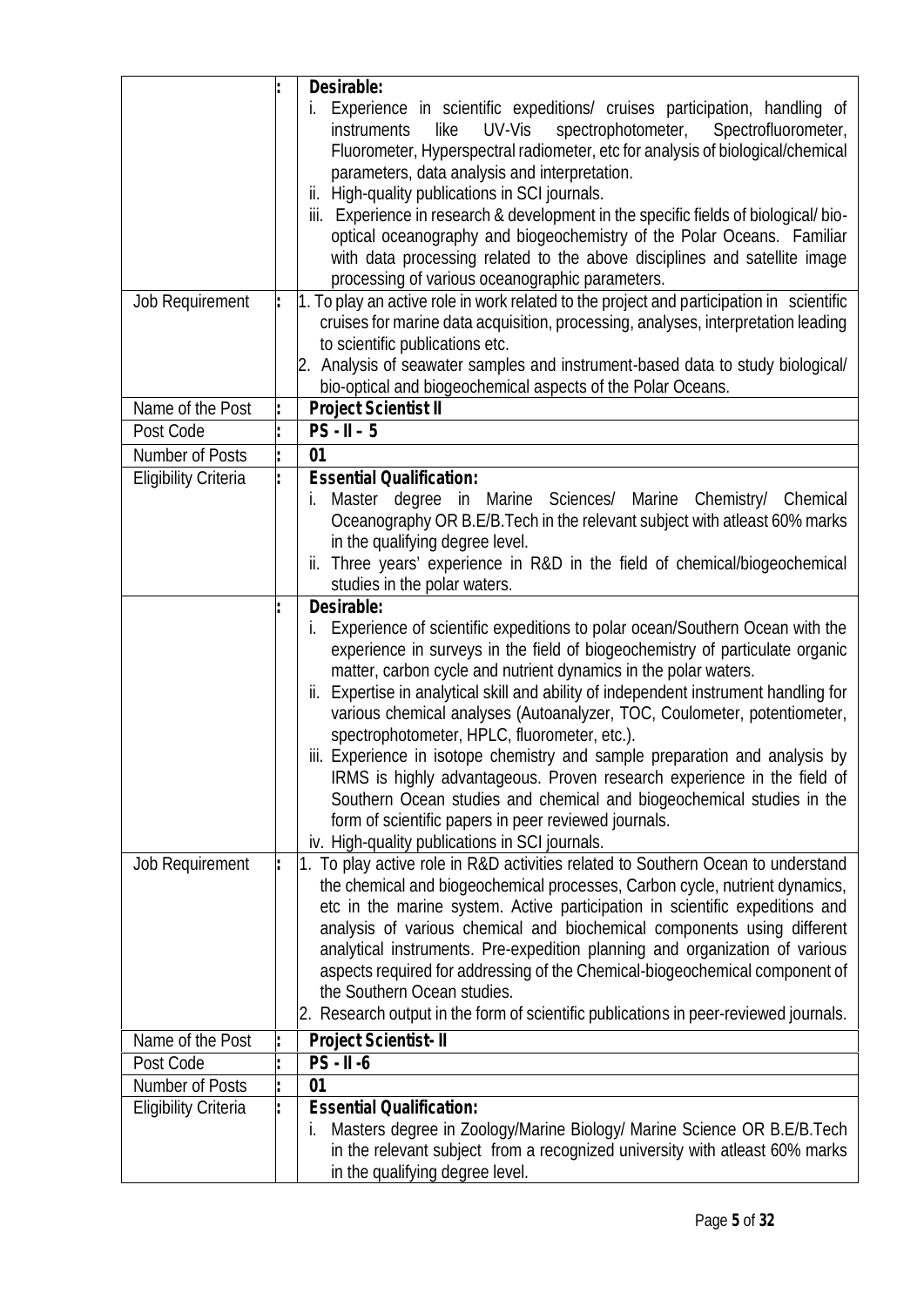| | | |
|---|---|---|
| | : | **Desirable:**<br>i. Experience in scientific expeditions/ cruises participation, handling of instruments like UV-Vis spectrophotometer, Spectrofluorometer, Fluorometer, Hyperspectral radiometer, etc for analysis of biological/chemical parameters, data analysis and interpretation.<br>ii. High-quality publications in SCI journals.<br>iii. Experience in research & development in the specific fields of biological/ bio-optical oceanography and biogeochemistry of the Polar Oceans. Familiar with data processing related to the above disciplines and satellite image processing of various oceanographic parameters. |
| Job Requirement | : | 1. To play an active role in work related to the project and participation in scientific cruises for marine data acquisition, processing, analyses, interpretation leading to scientific publications etc.<br>2. Analysis of seawater samples and instrument-based data to study biological/ bio-optical and biogeochemical aspects of the Polar Oceans. |
| Name of the Post | : | **Project Scientist II** |
| Post Code | : | **PS - II – 5** |
| Number of Posts | : | **01** |
| Eligibility Criteria | : | **Essential Qualification:**<br>i. Master degree in Marine Sciences/ Marine Chemistry/ Chemical Oceanography OR B.E/B.Tech in the relevant subject with atleast 60% marks in the qualifying degree level.<br>ii. Three years' experience in R&D in the field of chemical/biogeochemical studies in the polar waters. |
| | : | **Desirable:**<br>i. Experience of scientific expeditions to polar ocean/Southern Ocean with the experience in surveys in the field of biogeochemistry of particulate organic matter, carbon cycle and nutrient dynamics in the polar waters.<br>ii. Expertise in analytical skill and ability of independent instrument handling for various chemical analyses (Autoanalyzer, TOC, Coulometer, potentiometer, spectrophotometer, HPLC, fluorometer, etc.).<br>iii. Experience in isotope chemistry and sample preparation and analysis by IRMS is highly advantageous. Proven research experience in the field of Southern Ocean studies and chemical and biogeochemical studies in the form of scientific papers in peer reviewed journals.<br>iv. High-quality publications in SCI journals. |
| Job Requirement | : | 1. To play active role in R&D activities related to Southern Ocean to understand the chemical and biogeochemical processes, Carbon cycle, nutrient dynamics, etc in the marine system. Active participation in scientific expeditions and analysis of various chemical and biochemical components using different analytical instruments. Pre-expedition planning and organization of various aspects required for addressing of the Chemical-biogeochemical component of the Southern Ocean studies.<br>2. Research output in the form of scientific publications in peer-reviewed journals. |
| Name of the Post | : | **Project Scientist- II** |
| Post Code | : | **PS - II -6** |
| Number of Posts | : | **01** |
| Eligibility Criteria | : | **Essential Qualification:**<br>i. Masters degree in Zoology/Marine Biology/ Marine Science OR B.E/B.Tech in the relevant subject from a recognized university with atleast 60% marks in the qualifying degree level. |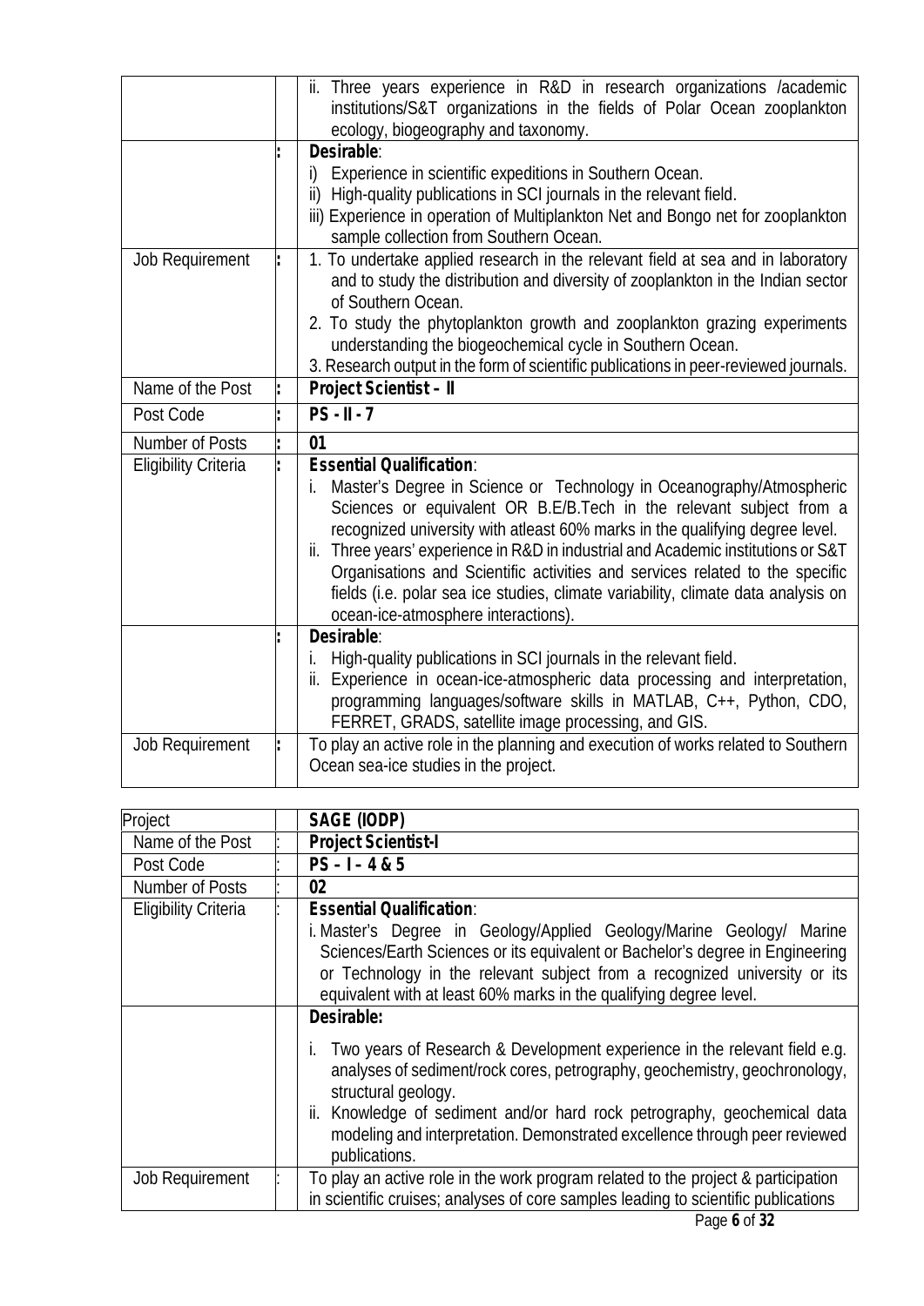| | | |
|---|---|---|
| | | ii. Three years experience in R&D in research organizations /academic institutions/S&T organizations in the fields of Polar Ocean zooplankton ecology, biogeography and taxonomy. |
| | : | **Desirable**:<br>i) Experience in scientific expeditions in Southern Ocean.<br>ii) High-quality publications in SCI journals in the relevant field.<br>iii) Experience in operation of Multiplankton Net and Bongo net for zooplankton sample collection from Southern Ocean. |
| Job Requirement | : | 1. To undertake applied research in the relevant field at sea and in laboratory and to study the distribution and diversity of zooplankton in the Indian sector of Southern Ocean.<br>2. To study the phytoplankton growth and zooplankton grazing experiments understanding the biogeochemical cycle in Southern Ocean.<br>3. Research output in the form of scientific publications in peer-reviewed journals. |
| Name of the Post | : | **Project Scientist – II** |
| Post Code | : | **PS - II - 7** |
| Number of Posts | : | **01** |
| Eligibility Criteria | : | **Essential Qualification**:<br>i. Master's Degree in Science or Technology in Oceanography/Atmospheric Sciences or equivalent OR B.E/B.Tech in the relevant subject from a recognized university with atleast 60% marks in the qualifying degree level.<br>ii. Three years' experience in R&D in industrial and Academic institutions or S&T Organisations and Scientific activities and services related to the specific fields (i.e. polar sea ice studies, climate variability, climate data analysis on ocean-ice-atmosphere interactions). |
| | : | **Desirable**:<br>i. High-quality publications in SCI journals in the relevant field.<br>ii. Experience in ocean-ice-atmospheric data processing and interpretation, programming languages/software skills in MATLAB, C++, Python, CDO, FERRET, GRADS, satellite image processing, and GIS. |
| Job Requirement | : | To play an active role in the planning and execution of works related to Southern Ocean sea-ice studies in the project. |

| Project | | **SAGE (IODP)** |
|---|---|---|
| Name of the Post | : | **Project Scientist-I** |
| Post Code | : | **PS – I – 4 & 5** |
| Number of Posts | : | **02** |
| Eligibility Criteria | : | **Essential Qualification**:<br>i. Master's Degree in Geology/Applied Geology/Marine Geology/ Marine Sciences/Earth Sciences or its equivalent or Bachelor's degree in Engineering or Technology in the relevant subject from a recognized university or its equivalent with at least 60% marks in the qualifying degree level. |
| | | **Desirable:**<br>i. Two years of Research & Development experience in the relevant field e.g. analyses of sediment/rock cores, petrography, geochemistry, geochronology, structural geology.<br>ii. Knowledge of sediment and/or hard rock petrography, geochemical data modeling and interpretation. Demonstrated excellence through peer reviewed publications. |
| Job Requirement | : | To play an active role in the work program related to the project & participation in scientific cruises; analyses of core samples leading to scientific publications |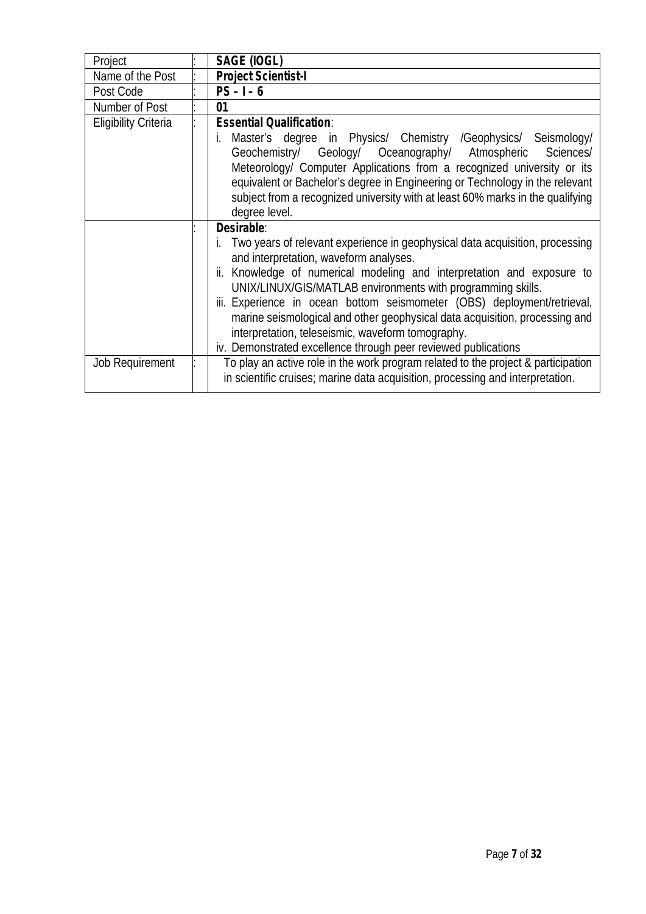| Project | : | **SAGE (IOGL)** |
|---|---|---|
| Name of the Post | : | **Project Scientist-I** |
| Post Code | : | **PS – I – 6** |
| Number of Post | : | **01** |
| Eligibility Criteria | : | **Essential Qualification**:<br>i. Master's degree in Physics/ Chemistry /Geophysics/ Seismology/ Geochemistry/ Geology/ Oceanography/ Atmospheric Sciences/ Meteorology/ Computer Applications from a recognized university or its equivalent or Bachelor's degree in Engineering or Technology in the relevant subject from a recognized university with at least 60% marks in the qualifying degree level. |
| | : | **Desirable**:<br>i. Two years of relevant experience in geophysical data acquisition, processing and interpretation, waveform analyses.<br>ii. Knowledge of numerical modeling and interpretation and exposure to UNIX/LINUX/GIS/MATLAB environments with programming skills.<br>iii. Experience in ocean bottom seismometer (OBS) deployment/retrieval, marine seismological and other geophysical data acquisition, processing and interpretation, teleseismic, waveform tomography.<br>iv. Demonstrated excellence through peer reviewed publications |
| Job Requirement | : | To play an active role in the work program related to the project & participation in scientific cruises; marine data acquisition, processing and interpretation. |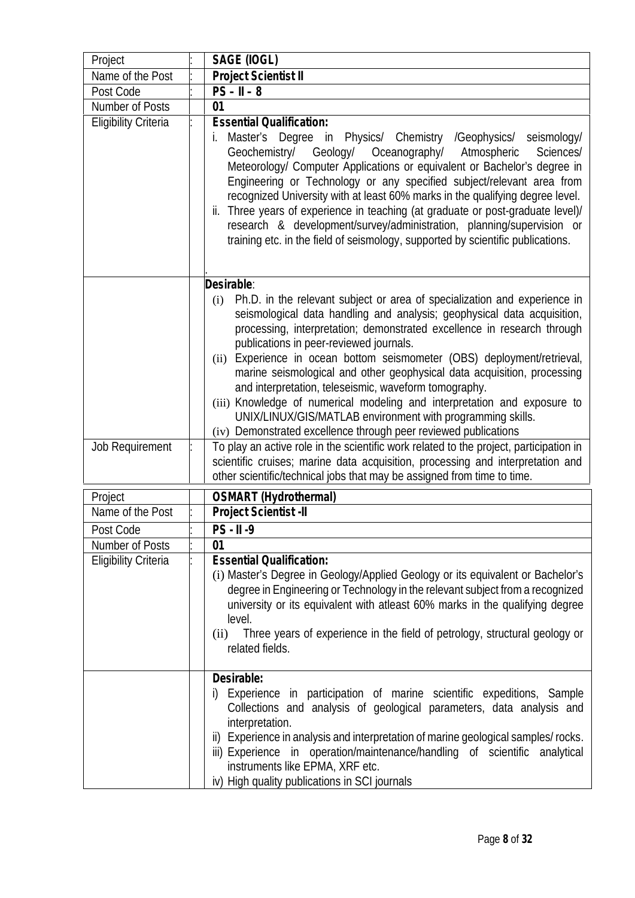| Project | : | **SAGE (IOGL)** |
|---|---|---|
| Name of the Post | : | **Project Scientist II** |
| Post Code | : | **PS – II – 8** |
| Number of Posts | | **01** |
| Eligibility Criteria | : | **Essential Qualification:**<br>i. Master's Degree in Physics/ Chemistry /Geophysics/ seismology/ Geochemistry/ Geology/ Oceanography/ Atmospheric Sciences/ Meteorology/ Computer Applications or equivalent or Bachelor's degree in Engineering or Technology or any specified subject/relevant area from recognized University with at least 60% marks in the qualifying degree level.<br>ii. Three years of experience in teaching (at graduate or post-graduate level)/ research & development/survey/administration, planning/supervision or training etc. in the field of seismology, supported by scientific publications.<br>. |
| | | **Desirable**:<br>(i) Ph.D. in the relevant subject or area of specialization and experience in seismological data handling and analysis; geophysical data acquisition, processing, interpretation; demonstrated excellence in research through publications in peer-reviewed journals.<br>(ii) Experience in ocean bottom seismometer (OBS) deployment/retrieval, marine seismological and other geophysical data acquisition, processing and interpretation, teleseismic, waveform tomography.<br>(iii) Knowledge of numerical modeling and interpretation and exposure to UNIX/LINUX/GIS/MATLAB environment with programming skills.<br>(iv) Demonstrated excellence through peer reviewed publications |
| Job Requirement | : | To play an active role in the scientific work related to the project, participation in scientific cruises; marine data acquisition, processing and interpretation and other scientific/technical jobs that may be assigned from time to time. |

| Project | | **OSMART (Hydrothermal)** |
|---|---|---|
| Name of the Post | : | **Project Scientist -II** |
| Post Code | : | **PS - II -9** |
| Number of Posts | : | **01** |
| Eligibility Criteria | : | **Essential Qualification:**<br>(i) Master's Degree in Geology/Applied Geology or its equivalent or Bachelor's degree in Engineering or Technology in the relevant subject from a recognized university or its equivalent with atleast 60% marks in the qualifying degree level.<br>(ii) Three years of experience in the field of petrology, structural geology or related fields. |
| | | **Desirable:**<br>i) Experience in participation of marine scientific expeditions, Sample Collections and analysis of geological parameters, data analysis and interpretation.<br>ii) Experience in analysis and interpretation of marine geological samples/ rocks.<br>iii) Experience in operation/maintenance/handling of scientific analytical instruments like EPMA, XRF etc.<br>iv) High quality publications in SCI journals |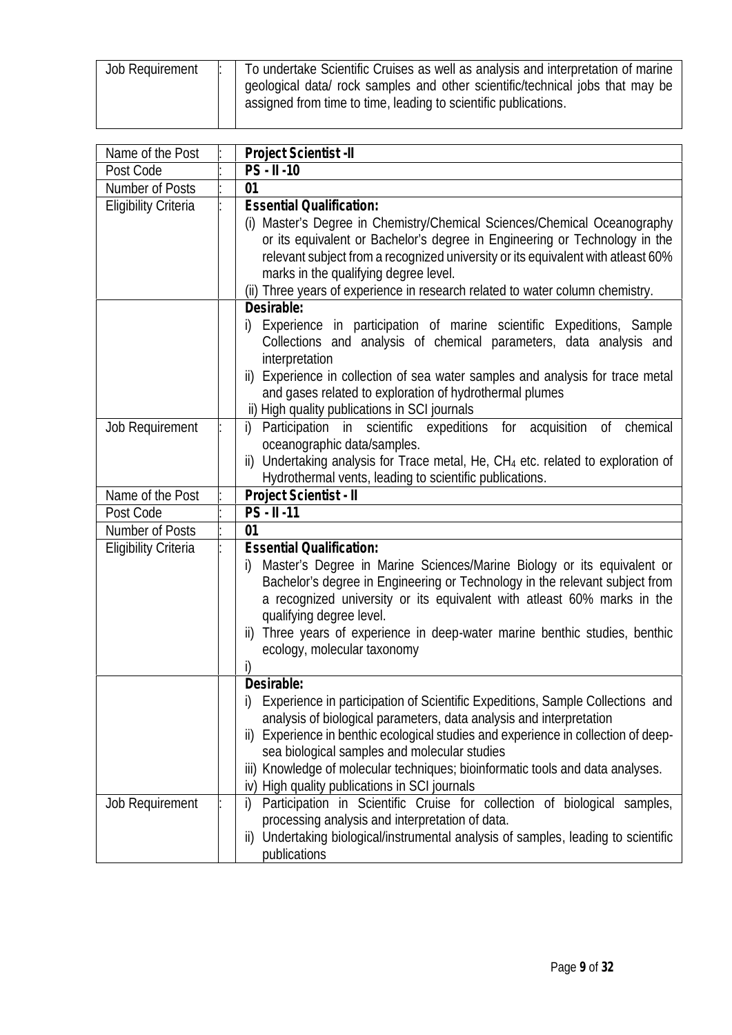| Job Requirement | : | To undertake Scientific Cruises as well as analysis and interpretation of marine geological data/ rock samples and other scientific/technical jobs that may be assigned from time to time, leading to scientific publications. |
|---|---|---|

| Name of the Post | : | **Project Scientist -II** |
|---|---|---|
| Post Code | : | **PS - II -10** |
| Number of Posts | : | **01** |
| Eligibility Criteria | : | **Essential Qualification:**<br>(i) Master's Degree in Chemistry/Chemical Sciences/Chemical Oceanography or its equivalent or Bachelor's degree in Engineering or Technology in the relevant subject from a recognized university or its equivalent with atleast 60% marks in the qualifying degree level.<br>(ii) Three years of experience in research related to water column chemistry. |
| | | **Desirable:**<br>i) Experience in participation of marine scientific Expeditions, Sample Collections and analysis of chemical parameters, data analysis and interpretation<br>ii) Experience in collection of sea water samples and analysis for trace metal and gases related to exploration of hydrothermal plumes<br>ii) High quality publications in SCI journals |
| Job Requirement | : | i) Participation in scientific expeditions for acquisition of chemical oceanographic data/samples.<br>ii) Undertaking analysis for Trace metal, He, $CH_4$ etc. related to exploration of Hydrothermal vents, leading to scientific publications. |
| Name of the Post | : | **Project Scientist - II** |
| Post Code | : | **PS - II -11** |
| Number of Posts | : | **01** |
| Eligibility Criteria | : | **Essential Qualification:**<br>i) Master's Degree in Marine Sciences/Marine Biology or its equivalent or Bachelor's degree in Engineering or Technology in the relevant subject from a recognized university or its equivalent with atleast 60% marks in the qualifying degree level.<br>ii) Three years of experience in deep-water marine benthic studies, benthic ecology, molecular taxonomy<br>i) |
| | | **Desirable:**<br>i) Experience in participation of Scientific Expeditions, Sample Collections and analysis of biological parameters, data analysis and interpretation<br>ii) Experience in benthic ecological studies and experience in collection of deep-sea biological samples and molecular studies<br>iii) Knowledge of molecular techniques; bioinformatic tools and data analyses.<br>iv) High quality publications in SCI journals |
| Job Requirement | : | i) Participation in Scientific Cruise for collection of biological samples, processing analysis and interpretation of data.<br>ii) Undertaking biological/instrumental analysis of samples, leading to scientific publications |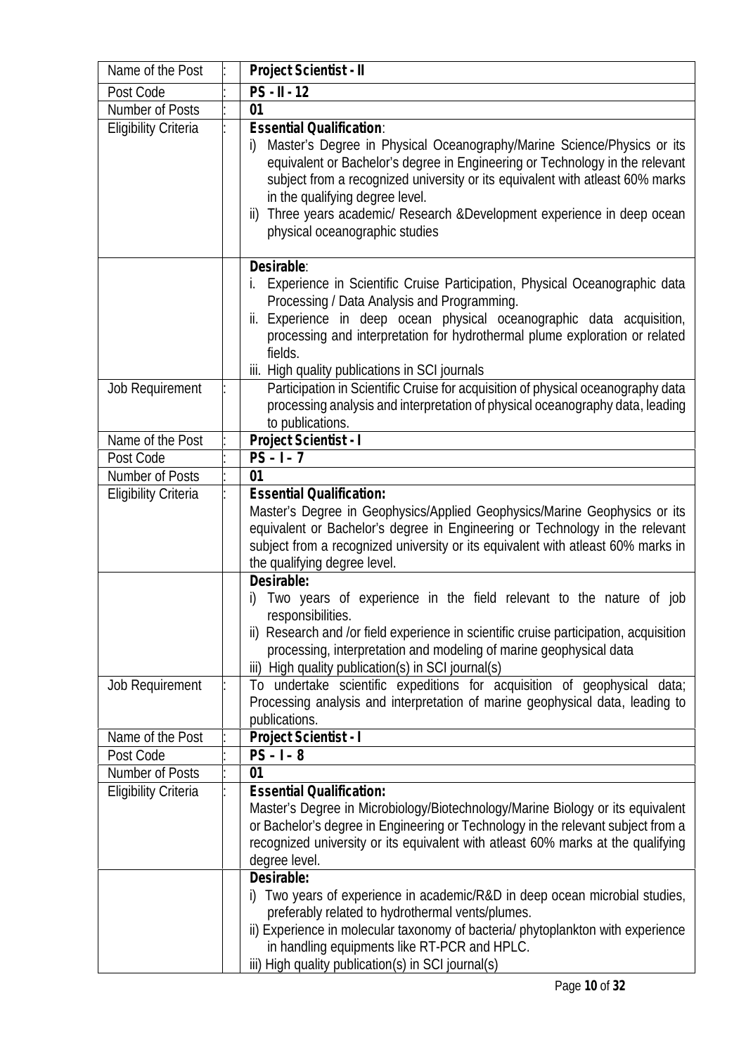| Name of the Post | : | **Project Scientist - II** |
|---|---|---|
| Post Code | : | **PS - II - 12** |
| Number of Posts | : | **01** |
| Eligibility Criteria | : | **Essential Qualification**:<br>i) Master's Degree in Physical Oceanography/Marine Science/Physics or its equivalent or Bachelor's degree in Engineering or Technology in the relevant subject from a recognized university or its equivalent with atleast 60% marks in the qualifying degree level.<br>ii) Three years academic/ Research &Development experience in deep ocean physical oceanographic studies |
| | | **Desirable**:<br>i. Experience in Scientific Cruise Participation, Physical Oceanographic data Processing / Data Analysis and Programming.<br>ii. Experience in deep ocean physical oceanographic data acquisition, processing and interpretation for hydrothermal plume exploration or related fields.<br>iii. High quality publications in SCI journals |
| Job Requirement | : | Participation in Scientific Cruise for acquisition of physical oceanography data processing analysis and interpretation of physical oceanography data, leading to publications. |
| Name of the Post | : | **Project Scientist - I** |
| Post Code | : | **PS – I – 7** |
| Number of Posts | : | **01** |
| Eligibility Criteria | : | **Essential Qualification:**<br>Master's Degree in Geophysics/Applied Geophysics/Marine Geophysics or its equivalent or Bachelor's degree in Engineering or Technology in the relevant subject from a recognized university or its equivalent with atleast 60% marks in the qualifying degree level. |
| | | **Desirable:**<br>i) Two years of experience in the field relevant to the nature of job responsibilities.<br>ii) Research and /or field experience in scientific cruise participation, acquisition processing, interpretation and modeling of marine geophysical data<br>iii) High quality publication(s) in SCI journal(s) |
| Job Requirement | : | To undertake scientific expeditions for acquisition of geophysical data; Processing analysis and interpretation of marine geophysical data, leading to publications. |
| Name of the Post | : | **Project Scientist - I** |
| Post Code | : | **PS – I – 8** |
| Number of Posts | : | **01** |
| Eligibility Criteria | : | **Essential Qualification:**<br>Master's Degree in Microbiology/Biotechnology/Marine Biology or its equivalent or Bachelor's degree in Engineering or Technology in the relevant subject from a recognized university or its equivalent with atleast 60% marks at the qualifying degree level. |
| | | **Desirable:**<br>i) Two years of experience in academic/R&D in deep ocean microbial studies, preferably related to hydrothermal vents/plumes.<br>ii) Experience in molecular taxonomy of bacteria/ phytoplankton with experience in handling equipments like RT-PCR and HPLC.<br>iii) High quality publication(s) in SCI journal(s) |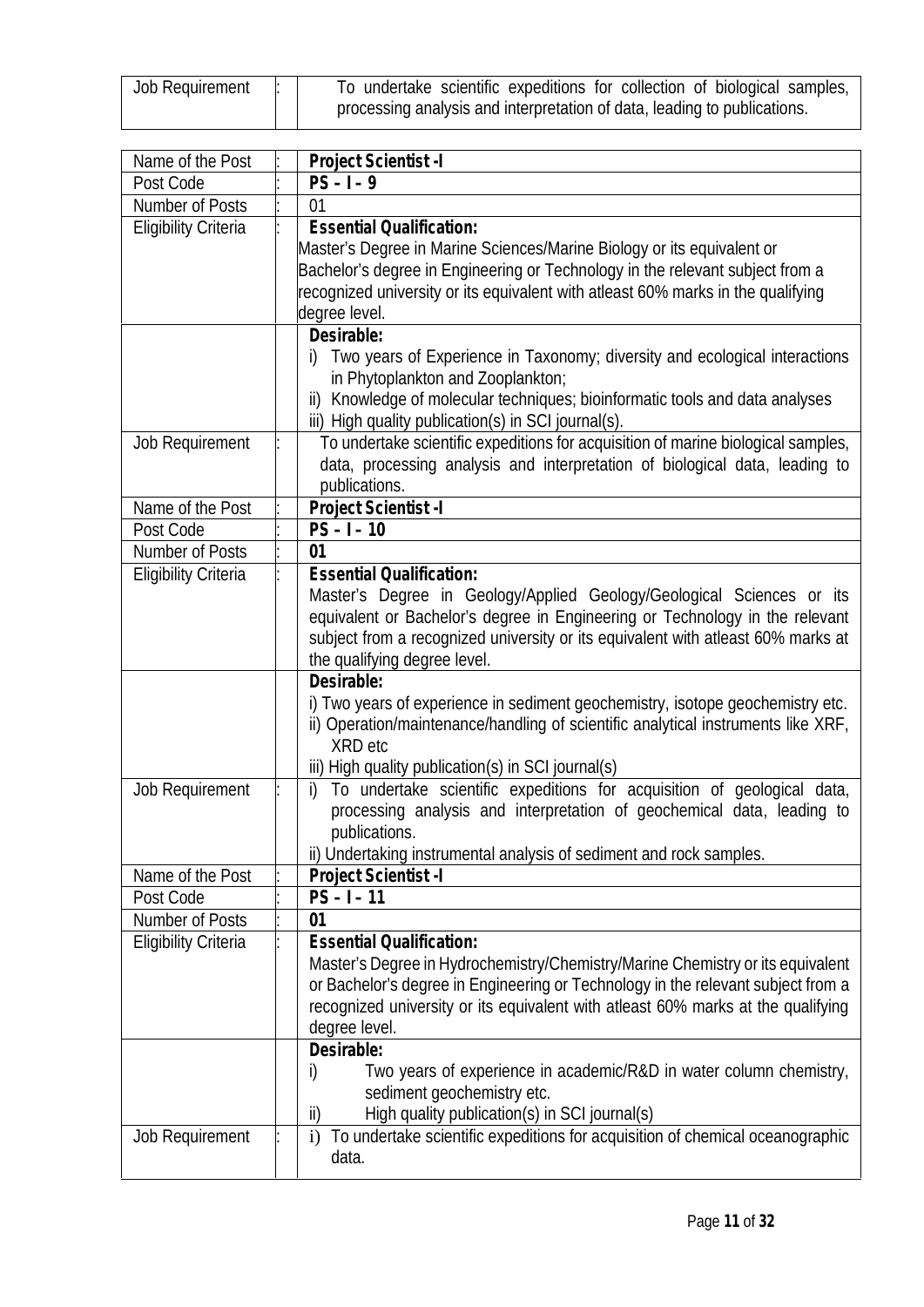| Job Requirement | : | To undertake scientific expeditions for collection of biological samples, processing analysis and interpretation of data, leading to publications. |
|---|---|---|

| Name of the Post | : | **Project Scientist -I** |
|---|---|---|
| Post Code | : | **PS – I – 9** |
| Number of Posts | : | 01 |
| Eligibility Criteria | : | **Essential Qualification:**<br>Master's Degree in Marine Sciences/Marine Biology or its equivalent or Bachelor's degree in Engineering or Technology in the relevant subject from a recognized university or its equivalent with atleast 60% marks in the qualifying degree level. |
| | | **Desirable:**<br>i) Two years of Experience in Taxonomy; diversity and ecological interactions in Phytoplankton and Zooplankton;<br>ii) Knowledge of molecular techniques; bioinformatic tools and data analyses<br>iii) High quality publication(s) in SCI journal(s). |
| Job Requirement | : | To undertake scientific expeditions for acquisition of marine biological samples, data, processing analysis and interpretation of biological data, leading to publications. |
| Name of the Post | : | **Project Scientist -I** |
| Post Code | : | **PS – I – 10** |
| Number of Posts | : | **01** |
| Eligibility Criteria | : | **Essential Qualification:**<br>Master's Degree in Geology/Applied Geology/Geological Sciences or its equivalent or Bachelor's degree in Engineering or Technology in the relevant subject from a recognized university or its equivalent with atleast 60% marks at the qualifying degree level. |
| | | **Desirable:**<br>i) Two years of experience in sediment geochemistry, isotope geochemistry etc.<br>ii) Operation/maintenance/handling of scientific analytical instruments like XRF, XRD etc<br>iii) High quality publication(s) in SCI journal(s) |
| Job Requirement | : | i) To undertake scientific expeditions for acquisition of geological data, processing analysis and interpretation of geochemical data, leading to publications.<br>ii) Undertaking instrumental analysis of sediment and rock samples. |
| Name of the Post | : | **Project Scientist -I** |
| Post Code | : | **PS – I – 11** |
| Number of Posts | : | **01** |
| Eligibility Criteria | : | **Essential Qualification:**<br>Master's Degree in Hydrochemistry/Chemistry/Marine Chemistry or its equivalent or Bachelor's degree in Engineering or Technology in the relevant subject from a recognized university or its equivalent with atleast 60% marks at the qualifying degree level. |
| | | **Desirable:**<br>i) Two years of experience in academic/R&D in water column chemistry, sediment geochemistry etc.<br>ii) High quality publication(s) in SCI journal(s) |
| Job Requirement | : | i) To undertake scientific expeditions for acquisition of chemical oceanographic data. |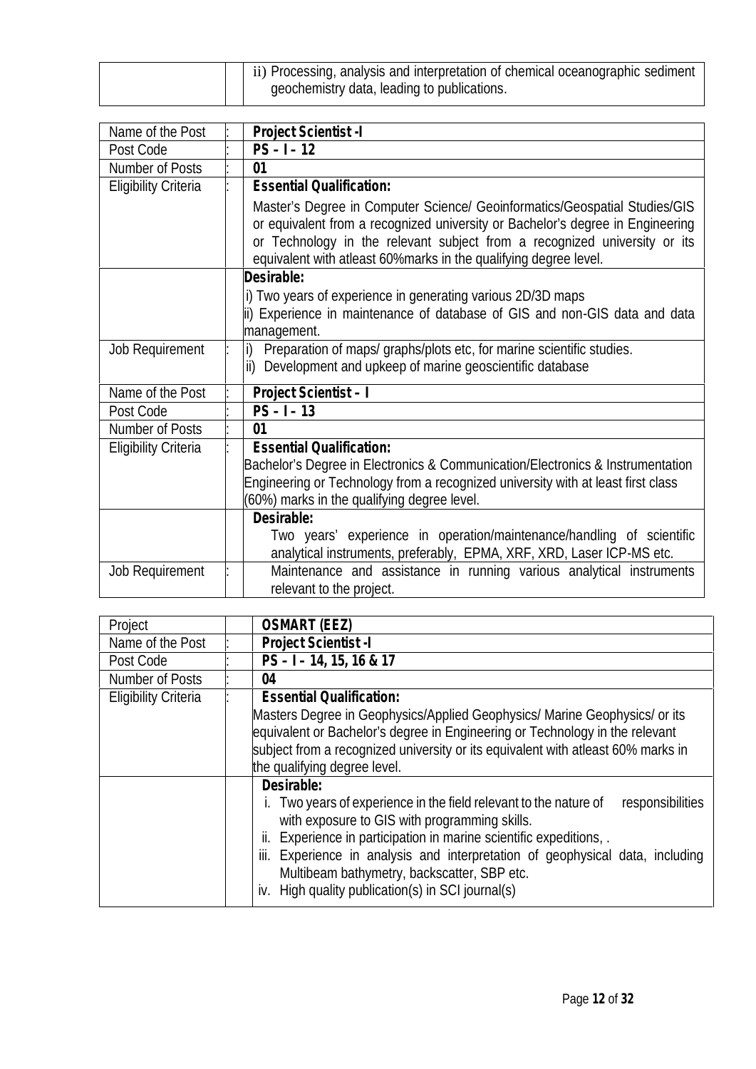| | | |
|---|---|---|
| | | ii) Processing, analysis and interpretation of chemical oceanographic sediment geochemistry data, leading to publications. |

| | | |
|---|---|---|
| Name of the Post | : | **Project Scientist -I** |
| Post Code | : | **PS – I – 12** |
| Number of Posts | : | **01** |
| Eligibility Criteria | : | **Essential Qualification:**<br>Master's Degree in Computer Science/ Geoinformatics/Geospatial Studies/GIS or equivalent from a recognized university or Bachelor's degree in Engineering or Technology in the relevant subject from a recognized university or its equivalent with atleast 60%marks in the qualifying degree level. |
| | | **Desirable:**<br>i) Two years of experience in generating various 2D/3D maps<br>ii) Experience in maintenance of database of GIS and non-GIS data and data management. |
| Job Requirement | : | i) Preparation of maps/ graphs/plots etc, for marine scientific studies.<br>ii) Development and upkeep of marine geoscientific database |
| Name of the Post | : | **Project Scientist – I** |
| Post Code | : | **PS – I – 13** |
| Number of Posts | : | **01** |
| Eligibility Criteria | : | **Essential Qualification:**<br>Bachelor's Degree in Electronics & Communication/Electronics & Instrumentation Engineering or Technology from a recognized university with at least first class (60%) marks in the qualifying degree level. |
| | | **Desirable:**<br>Two years' experience in operation/maintenance/handling of scientific analytical instruments, preferably, EPMA, XRF, XRD, Laser ICP-MS etc. |
| Job Requirement | : | Maintenance and assistance in running various analytical instruments relevant to the project. |

| | | |
|---|---|---|
| Project | | **OSMART (EEZ)** |
| Name of the Post | : | **Project Scientist -I** |
| Post Code | : | **PS – I – 14, 15, 16 & 17** |
| Number of Posts | : | **04** |
| Eligibility Criteria | : | **Essential Qualification:**<br>Masters Degree in Geophysics/Applied Geophysics/ Marine Geophysics/ or its equivalent or Bachelor's degree in Engineering or Technology in the relevant subject from a recognized university or its equivalent with atleast 60% marks in the qualifying degree level. |
| | | **Desirable:**<br>i. Two years of experience in the field relevant to the nature of responsibilities with exposure to GIS with programming skills.<br>ii. Experience in participation in marine scientific expeditions, .<br>iii. Experience in analysis and interpretation of geophysical data, including Multibeam bathymetry, backscatter, SBP etc.<br>iv. High quality publication(s) in SCI journal(s) |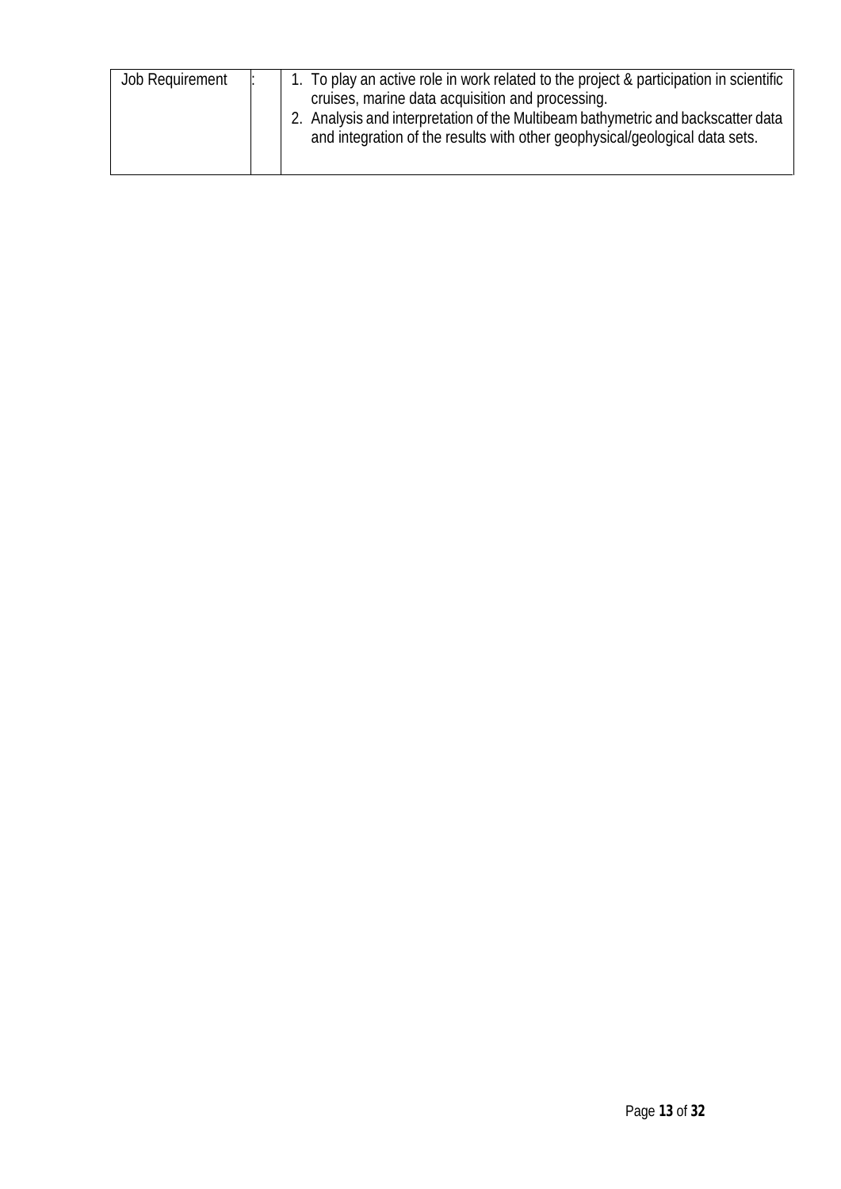| Job Requirement | : | 1. To play an active role in work related to the project & participation in scientific cruises, marine data acquisition and processing.<br>2. Analysis and interpretation of the Multibeam bathymetric and backscatter data and integration of the results with other geophysical/geological data sets. |
|---|---|---|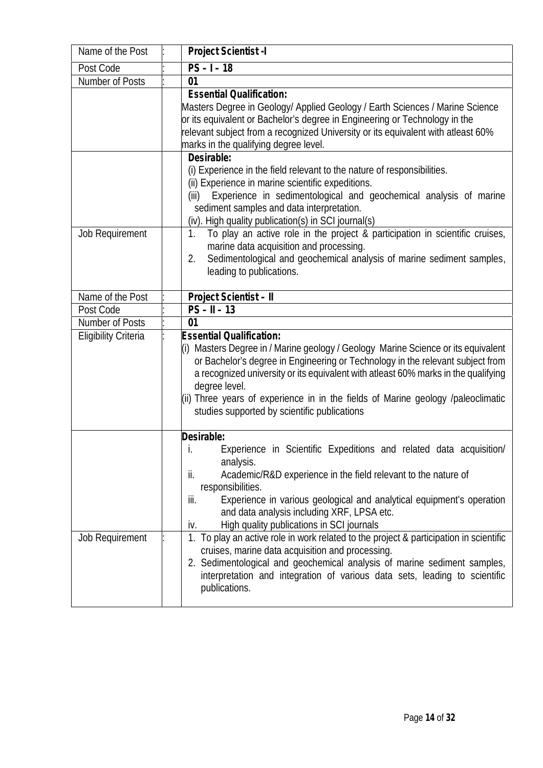| Name of the Post | : | **Project Scientist -I** |
|---|---|---|
| Post Code | : | **PS – I – 18** |
| Number of Posts | : | **01** |
| | | **Essential Qualification:**<br>Masters Degree in Geology/ Applied Geology / Earth Sciences / Marine Science or its equivalent or Bachelor's degree in Engineering or Technology in the relevant subject from a recognized University or its equivalent with atleast 60% marks in the qualifying degree level. |
| | | **Desirable:**<br>(i) Experience in the field relevant to the nature of responsibilities.<br>(ii) Experience in marine scientific expeditions.<br>(iii) Experience in sedimentological and geochemical analysis of marine sediment samples and data interpretation.<br>(iv). High quality publication(s) in SCI journal(s) |
| Job Requirement | | 1. To play an active role in the project & participation in scientific cruises, marine data acquisition and processing.<br>2. Sedimentological and geochemical analysis of marine sediment samples, leading to publications. |
| Name of the Post | : | **Project Scientist – II** |
| Post Code | : | **PS – II – 13** |
| Number of Posts | : | **01** |
| Eligibility Criteria | : | **Essential Qualification:**<br>(i) Masters Degree in / Marine geology / Geology Marine Science or its equivalent or Bachelor's degree in Engineering or Technology in the relevant subject from a recognized university or its equivalent with atleast 60% marks in the qualifying degree level.<br>(ii) Three years of experience in in the fields of Marine geology /paleoclimatic studies supported by scientific publications |
| | | **Desirable:**<br>i. Experience in Scientific Expeditions and related data acquisition/ analysis.<br>ii. Academic/R&D experience in the field relevant to the nature of responsibilities.<br>iii. Experience in various geological and analytical equipment's operation and data analysis including XRF, LPSA etc.<br>iv. High quality publications in SCI journals |
| Job Requirement | : | 1. To play an active role in work related to the project & participation in scientific cruises, marine data acquisition and processing.<br>2. Sedimentological and geochemical analysis of marine sediment samples, interpretation and integration of various data sets, leading to scientific publications. |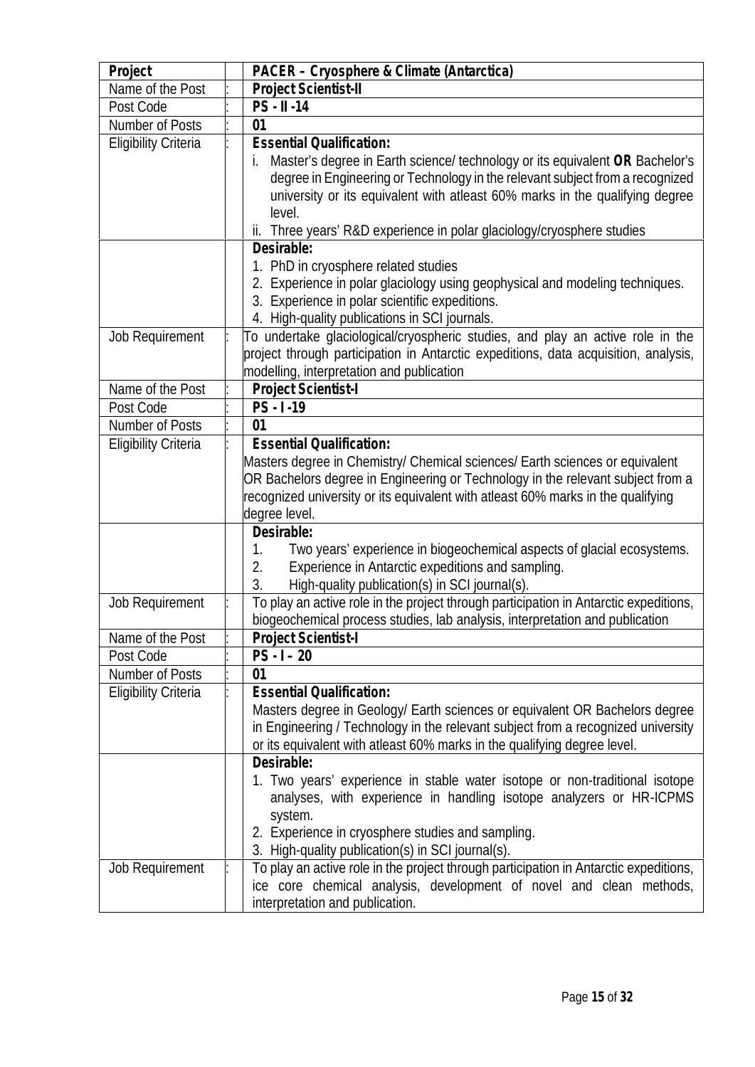| **Project** | | **PACER – Cryosphere & Climate (Antarctica)** |
|---|---|---|
| Name of the Post | : | **Project Scientist-II** |
| Post Code | : | **PS - II -14** |
| Number of Posts | : | **01** |
| Eligibility Criteria | : | **Essential Qualification:**<br>i. Master's degree in Earth science/ technology or its equivalent **OR** Bachelor's degree in Engineering or Technology in the relevant subject from a recognized university or its equivalent with atleast 60% marks in the qualifying degree level.<br>ii. Three years' R&D experience in polar glaciology/cryosphere studies |
| | | **Desirable:**<br>1. PhD in cryosphere related studies<br>2. Experience in polar glaciology using geophysical and modeling techniques.<br>3. Experience in polar scientific expeditions.<br>4. High-quality publications in SCI journals. |
| Job Requirement | : | To undertake glaciological/cryospheric studies, and play an active role in the project through participation in Antarctic expeditions, data acquisition, analysis, modelling, interpretation and publication |
| Name of the Post | : | **Project Scientist-I** |
| Post Code | : | **PS - I -19** |
| Number of Posts | : | **01** |
| Eligibility Criteria | : | **Essential Qualification:**<br>Masters degree in Chemistry/ Chemical sciences/ Earth sciences or equivalent OR Bachelors degree in Engineering or Technology in the relevant subject from a recognized university or its equivalent with atleast 60% marks in the qualifying degree level. |
| | | **Desirable:**<br>1. Two years' experience in biogeochemical aspects of glacial ecosystems.<br>2. Experience in Antarctic expeditions and sampling.<br>3. High-quality publication(s) in SCI journal(s). |
| Job Requirement | : | To play an active role in the project through participation in Antarctic expeditions, biogeochemical process studies, lab analysis, interpretation and publication |
| Name of the Post | : | **Project Scientist-I** |
| Post Code | : | **PS - I – 20** |
| Number of Posts | : | **01** |
| Eligibility Criteria | : | **Essential Qualification:**<br>Masters degree in Geology/ Earth sciences or equivalent OR Bachelors degree in Engineering / Technology in the relevant subject from a recognized university or its equivalent with atleast 60% marks in the qualifying degree level. |
| | | **Desirable:**<br>1. Two years' experience in stable water isotope or non-traditional isotope analyses, with experience in handling isotope analyzers or HR-ICPMS system.<br>2. Experience in cryosphere studies and sampling.<br>3. High-quality publication(s) in SCI journal(s). |
| Job Requirement | : | To play an active role in the project through participation in Antarctic expeditions, ice core chemical analysis, development of novel and clean methods, interpretation and publication. |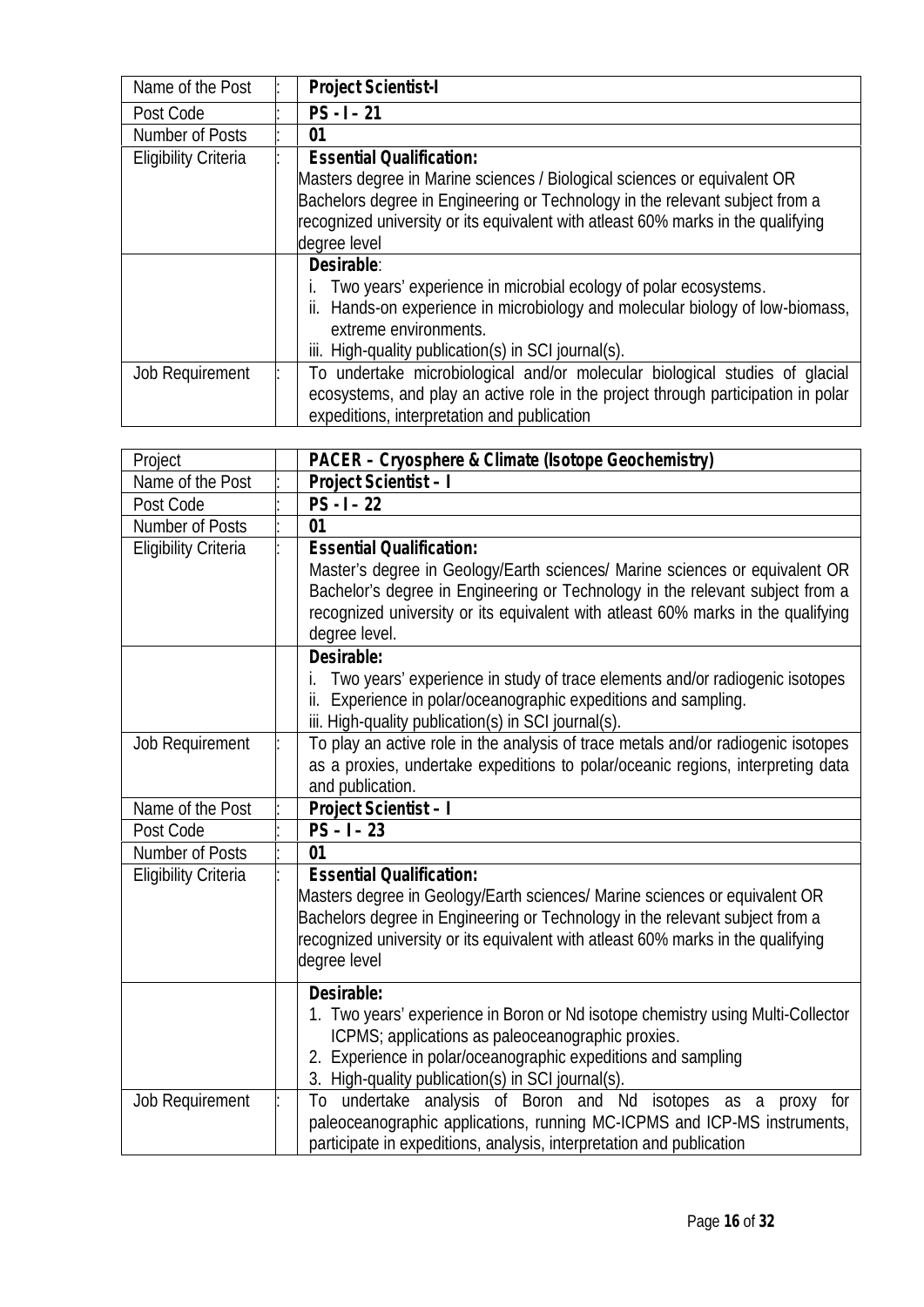| Name of the Post | : | **Project Scientist-I** |
|---|---|---|
| Post Code | : | **PS - I – 21** |
| Number of Posts | : | **01** |
| Eligibility Criteria | : | **Essential Qualification:** Masters degree in Marine sciences / Biological sciences or equivalent OR Bachelors degree in Engineering or Technology in the relevant subject from a recognized university or its equivalent with atleast 60% marks in the qualifying degree level |
| | | **Desirable**: i. Two years' experience in microbial ecology of polar ecosystems. ii. Hands-on experience in microbiology and molecular biology of low-biomass, extreme environments. iii. High-quality publication(s) in SCI journal(s). |
| Job Requirement | : | To undertake microbiological and/or molecular biological studies of glacial ecosystems, and play an active role in the project through participation in polar expeditions, interpretation and publication |

| Project | | **PACER – Cryosphere & Climate (Isotope Geochemistry)** |
|---|---|---|
| Name of the Post | : | **Project Scientist – I** |
| Post Code | : | **PS - I – 22** |
| Number of Posts | : | **01** |
| Eligibility Criteria | : | **Essential Qualification:** Master's degree in Geology/Earth sciences/ Marine sciences or equivalent OR Bachelor's degree in Engineering or Technology in the relevant subject from a recognized university or its equivalent with atleast 60% marks in the qualifying degree level. |
| | | **Desirable:** i. Two years' experience in study of trace elements and/or radiogenic isotopes ii. Experience in polar/oceanographic expeditions and sampling. iii. High-quality publication(s) in SCI journal(s). |
| Job Requirement | : | To play an active role in the analysis of trace metals and/or radiogenic isotopes as a proxies, undertake expeditions to polar/oceanic regions, interpreting data and publication. |
| Name of the Post | : | **Project Scientist – I** |
| Post Code | : | **PS – I – 23** |
| Number of Posts | : | **01** |
| Eligibility Criteria | : | **Essential Qualification:** Masters degree in Geology/Earth sciences/ Marine sciences or equivalent OR Bachelors degree in Engineering or Technology in the relevant subject from a recognized university or its equivalent with atleast 60% marks in the qualifying degree level |
| | | **Desirable:** 1. Two years' experience in Boron or Nd isotope chemistry using Multi-Collector ICPMS; applications as paleoceanographic proxies. 2. Experience in polar/oceanographic expeditions and sampling 3. High-quality publication(s) in SCI journal(s). |
| Job Requirement | : | To undertake analysis of Boron and Nd isotopes as a proxy for paleoceanographic applications, running MC-ICPMS and ICP-MS instruments, participate in expeditions, analysis, interpretation and publication |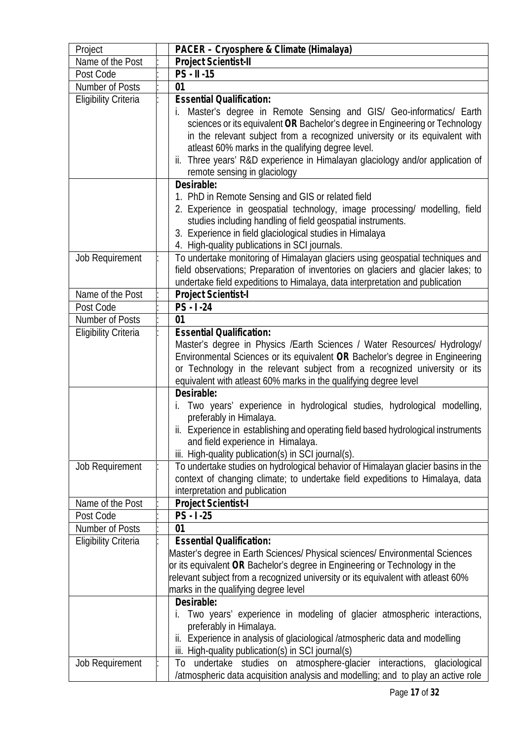| Project | | **PACER – Cryosphere & Climate (Himalaya)** |
|---|---|---|
| Name of the Post | : | **Project Scientist-II** |
| Post Code | : | **PS - II -15** |
| Number of Posts | : | **01** |
| Eligibility Criteria | : | **Essential Qualification:**<br>i. Master's degree in Remote Sensing and GIS/ Geo-informatics/ Earth sciences or its equivalent **OR** Bachelor's degree in Engineering or Technology in the relevant subject from a recognized university or its equivalent with atleast 60% marks in the qualifying degree level.<br>ii. Three years' R&D experience in Himalayan glaciology and/or application of remote sensing in glaciology |
| | | **Desirable:**<br>1. PhD in Remote Sensing and GIS or related field<br>2. Experience in geospatial technology, image processing/ modelling, field studies including handling of field geospatial instruments.<br>3. Experience in field glaciological studies in Himalaya<br>4. High-quality publications in SCI journals. |
| Job Requirement | : | To undertake monitoring of Himalayan glaciers using geospatial techniques and field observations; Preparation of inventories on glaciers and glacier lakes; to undertake field expeditions to Himalaya, data interpretation and publication |
| Name of the Post | : | **Project Scientist-I** |
| Post Code | : | **PS - I -24** |
| Number of Posts | : | **01** |
| Eligibility Criteria | : | **Essential Qualification:**<br>Master's degree in Physics /Earth Sciences / Water Resources/ Hydrology/ Environmental Sciences or its equivalent **OR** Bachelor's degree in Engineering or Technology in the relevant subject from a recognized university or its equivalent with atleast 60% marks in the qualifying degree level |
| | | **Desirable:**<br>i. Two years' experience in hydrological studies, hydrological modelling, preferably in Himalaya.<br>ii. Experience in establishing and operating field based hydrological instruments and field experience in Himalaya.<br>iii. High-quality publication(s) in SCI journal(s). |
| Job Requirement | : | To undertake studies on hydrological behavior of Himalayan glacier basins in the context of changing climate; to undertake field expeditions to Himalaya, data interpretation and publication |
| Name of the Post | : | **Project Scientist-I** |
| Post Code | : | **PS - I -25** |
| Number of Posts | : | **01** |
| Eligibility Criteria | : | **Essential Qualification:**<br>Master's degree in Earth Sciences/ Physical sciences/ Environmental Sciences or its equivalent **OR** Bachelor's degree in Engineering or Technology in the relevant subject from a recognized university or its equivalent with atleast 60% marks in the qualifying degree level |
| | | **Desirable:**<br>i. Two years' experience in modeling of glacier atmospheric interactions, preferably in Himalaya.<br>ii. Experience in analysis of glaciological /atmospheric data and modelling<br>iii. High-quality publication(s) in SCI journal(s) |
| Job Requirement | : | To undertake studies on atmosphere-glacier interactions, glaciological /atmospheric data acquisition analysis and modelling; and to play an active role |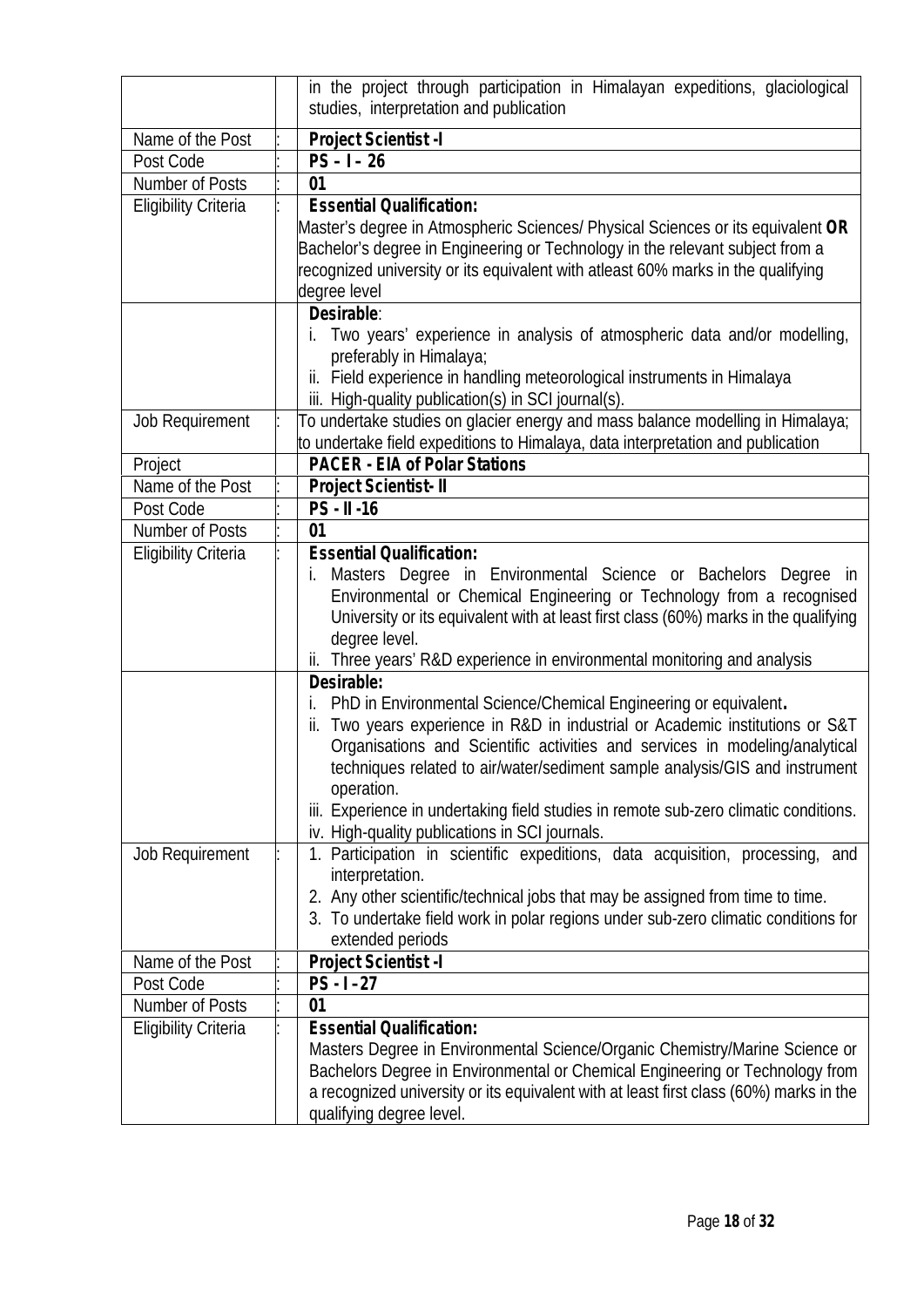| | | |
|---|---|---|
| | | in the project through participation in Himalayan expeditions, glaciological studies, interpretation and publication |
| Name of the Post | : | **Project Scientist -I** |
| Post Code | : | **PS – I – 26** |
| Number of Posts | : | **01** |
| Eligibility Criteria | : | **Essential Qualification:**<br>Master's degree in Atmospheric Sciences/ Physical Sciences or its equivalent **OR** Bachelor's degree in Engineering or Technology in the relevant subject from a recognized university or its equivalent with atleast 60% marks in the qualifying degree level |
| | | **Desirable**:<br>i. Two years' experience in analysis of atmospheric data and/or modelling, preferably in Himalaya;<br>ii. Field experience in handling meteorological instruments in Himalaya<br>iii. High-quality publication(s) in SCI journal(s). |
| Job Requirement | : | To undertake studies on glacier energy and mass balance modelling in Himalaya; to undertake field expeditions to Himalaya, data interpretation and publication |
| Project | | **PACER - EIA of Polar Stations** |
| Name of the Post | : | **Project Scientist- II** |
| Post Code | : | **PS - II -16** |
| Number of Posts | : | **01** |
| Eligibility Criteria | : | **Essential Qualification:**<br>i. Masters Degree in Environmental Science or Bachelors Degree in Environmental or Chemical Engineering or Technology from a recognised University or its equivalent with at least first class (60%) marks in the qualifying degree level.<br>ii. Three years' R&D experience in environmental monitoring and analysis |
| | | **Desirable:**<br>i. PhD in Environmental Science/Chemical Engineering or equivalent**.**<br>ii. Two years experience in R&D in industrial or Academic institutions or S&T Organisations and Scientific activities and services in modeling/analytical techniques related to air/water/sediment sample analysis/GIS and instrument operation.<br>iii. Experience in undertaking field studies in remote sub-zero climatic conditions.<br>iv. High-quality publications in SCI journals. |
| Job Requirement | : | 1. Participation in scientific expeditions, data acquisition, processing, and interpretation.<br>2. Any other scientific/technical jobs that may be assigned from time to time.<br>3. To undertake field work in polar regions under sub-zero climatic conditions for extended periods |
| Name of the Post | : | **Project Scientist -I** |
| Post Code | : | **PS - I -27** |
| Number of Posts | : | **01** |
| Eligibility Criteria | : | **Essential Qualification:**<br>Masters Degree in Environmental Science/Organic Chemistry/Marine Science or Bachelors Degree in Environmental or Chemical Engineering or Technology from a recognized university or its equivalent with at least first class (60%) marks in the qualifying degree level. |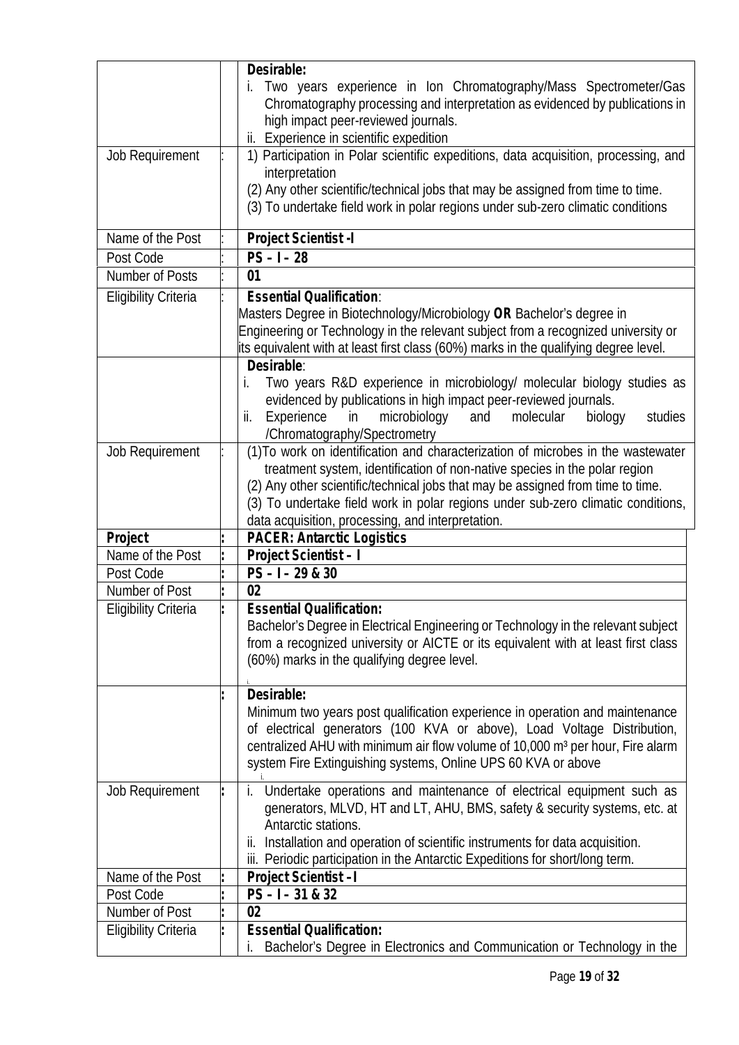| | | |
|---|---|---|
| | | **Desirable:**<br>i. Two years experience in Ion Chromatography/Mass Spectrometer/Gas Chromatography processing and interpretation as evidenced by publications in high impact peer-reviewed journals.<br>ii. Experience in scientific expedition |
| Job Requirement | : | 1) Participation in Polar scientific expeditions, data acquisition, processing, and interpretation<br>(2) Any other scientific/technical jobs that may be assigned from time to time.<br>(3) To undertake field work in polar regions under sub-zero climatic conditions |
| Name of the Post | : | **Project Scientist -I** |
| Post Code | : | **PS – I – 28** |
| Number of Posts | : | **01** |
| Eligibility Criteria | : | **Essential Qualification**:<br>Masters Degree in Biotechnology/Microbiology **OR** Bachelor's degree in Engineering or Technology in the relevant subject from a recognized university or its equivalent with at least first class (60%) marks in the qualifying degree level. |
| | | **Desirable**:<br>i. Two years R&D experience in microbiology/ molecular biology studies as evidenced by publications in high impact peer-reviewed journals.<br>ii. Experience in microbiology and molecular biology studies /Chromatography/Spectrometry |
| Job Requirement | : | (1)To work on identification and characterization of microbes in the wastewater treatment system, identification of non-native species in the polar region<br>(2) Any other scientific/technical jobs that may be assigned from time to time.<br>(3) To undertake field work in polar regions under sub-zero climatic conditions, data acquisition, processing, and interpretation. |
| **Project** | **:** | **PACER: Antarctic Logistics** |
| Name of the Post | **:** | **Project Scientist – I** |
| Post Code | **:** | **PS – I – 29 & 30** |
| Number of Post | **:** | **02** |
| Eligibility Criteria | **:** | **Essential Qualification:**<br>Bachelor's Degree in Electrical Engineering or Technology in the relevant subject from a recognized university or AICTE or its equivalent with at least first class (60%) marks in the qualifying degree level. |
| | **:** | **Desirable:**<br>Minimum two years post qualification experience in operation and maintenance of electrical generators (100 KVA or above), Load Voltage Distribution, centralized AHU with minimum air flow volume of 10,000 m³ per hour, Fire alarm system Fire Extinguishing systems, Online UPS 60 KVA or above |
| Job Requirement | **:** | i. Undertake operations and maintenance of electrical equipment such as generators, MLVD, HT and LT, AHU, BMS, safety & security systems, etc. at Antarctic stations.<br>ii. Installation and operation of scientific instruments for data acquisition.<br>iii. Periodic participation in the Antarctic Expeditions for short/long term. |
| Name of the Post | **:** | **Project Scientist – I** |
| Post Code | **:** | **PS – I – 31 & 32** |
| Number of Post | **:** | **02** |
| Eligibility Criteria | **:** | **Essential Qualification:**<br>i. Bachelor's Degree in Electronics and Communication or Technology in the |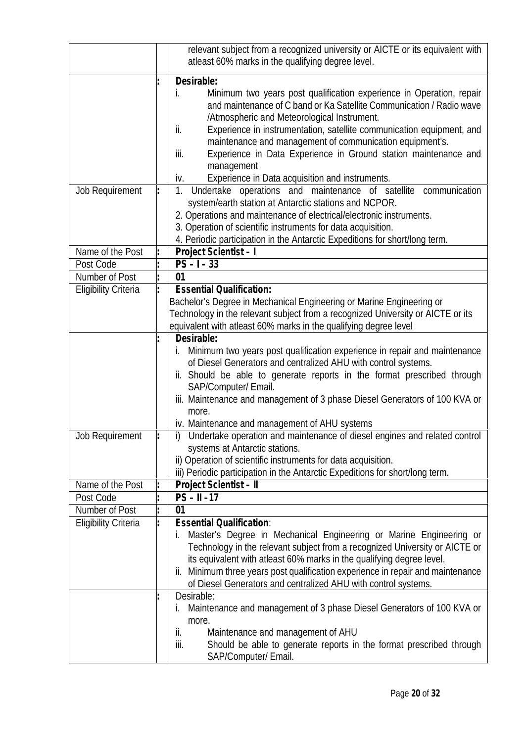| | | |
|---|---|---|
| | | relevant subject from a recognized university or AICTE or its equivalent with atleast 60% marks in the qualifying degree level. |
| | : | **Desirable:**<br>i. Minimum two years post qualification experience in Operation, repair and maintenance of C band or Ka Satellite Communication / Radio wave /Atmospheric and Meteorological Instrument.<br>ii. Experience in instrumentation, satellite communication equipment, and maintenance and management of communication equipment's.<br>iii. Experience in Data Experience in Ground station maintenance and management<br>iv. Experience in Data acquisition and instruments. |
| Job Requirement | : | 1. Undertake operations and maintenance of satellite communication system/earth station at Antarctic stations and NCPOR.<br>2. Operations and maintenance of electrical/electronic instruments.<br>3. Operation of scientific instruments for data acquisition.<br>4. Periodic participation in the Antarctic Expeditions for short/long term. |
| Name of the Post | : | **Project Scientist – I** |
| Post Code | : | **PS – I – 33** |
| Number of Post | : | **01** |
| Eligibility Criteria | : | **Essential Qualification:**<br>Bachelor's Degree in Mechanical Engineering or Marine Engineering or Technology in the relevant subject from a recognized University or AICTE or its equivalent with atleast 60% marks in the qualifying degree level |
| | : | **Desirable:**<br>i. Minimum two years post qualification experience in repair and maintenance of Diesel Generators and centralized AHU with control systems.<br>ii. Should be able to generate reports in the format prescribed through SAP/Computer/ Email.<br>iii. Maintenance and management of 3 phase Diesel Generators of 100 KVA or more.<br>iv. Maintenance and management of AHU systems |
| Job Requirement | : | i) Undertake operation and maintenance of diesel engines and related control systems at Antarctic stations.<br>ii) Operation of scientific instruments for data acquisition.<br>iii) Periodic participation in the Antarctic Expeditions for short/long term. |
| Name of the Post | : | **Project Scientist – II** |
| Post Code | : | **PS – II –17** |
| Number of Post | : | **01** |
| Eligibility Criteria | : | **Essential Qualification**:<br>i. Master's Degree in Mechanical Engineering or Marine Engineering or Technology in the relevant subject from a recognized University or AICTE or its equivalent with atleast 60% marks in the qualifying degree level.<br>ii. Minimum three years post qualification experience in repair and maintenance of Diesel Generators and centralized AHU with control systems. |
| | : | Desirable:<br>i. Maintenance and management of 3 phase Diesel Generators of 100 KVA or more.<br>ii. Maintenance and management of AHU<br>iii. Should be able to generate reports in the format prescribed through SAP/Computer/ Email. |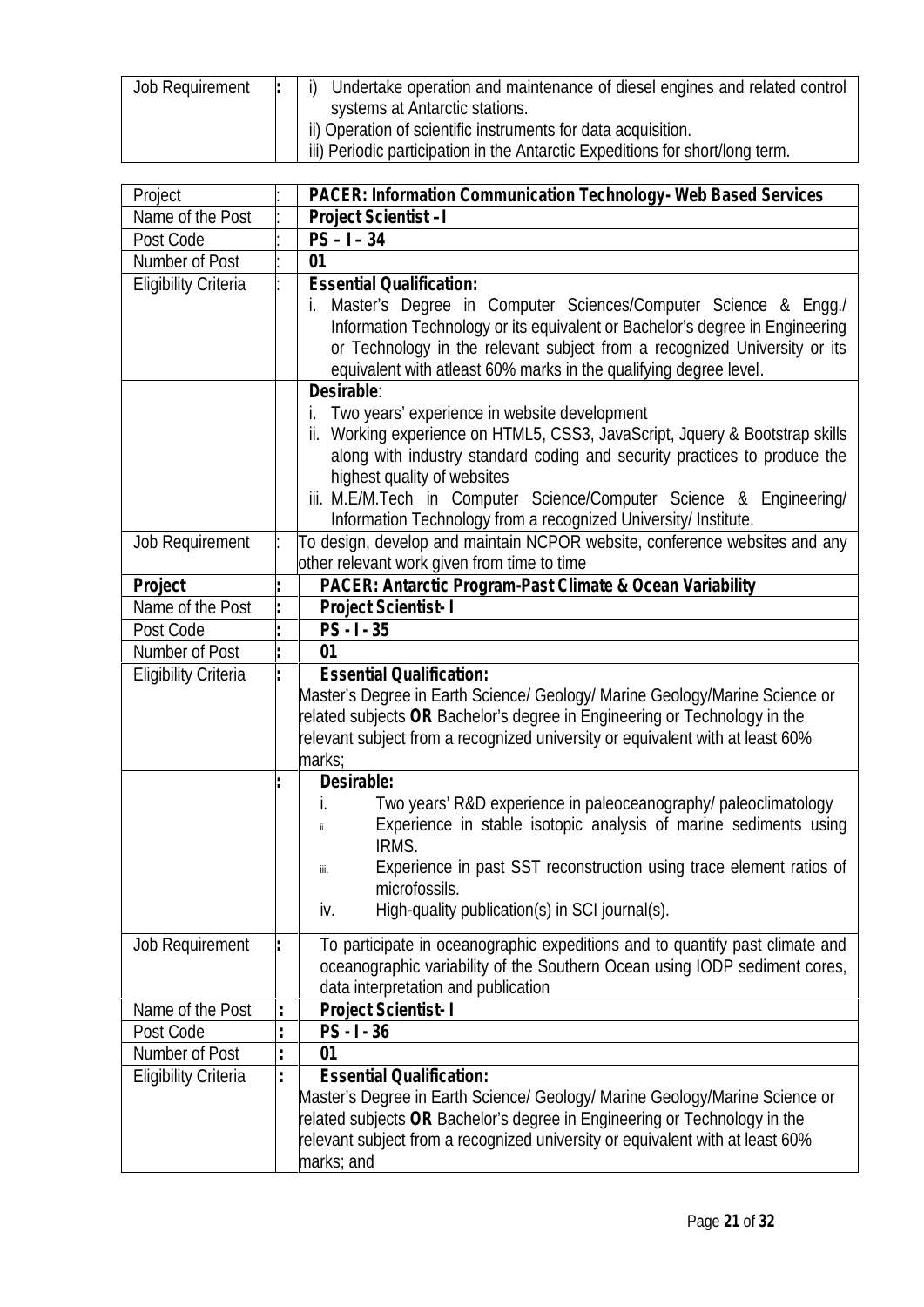| | | |
|---|---|---|
| Job Requirement | : | i) Undertake operation and maintenance of diesel engines and related control systems at Antarctic stations.<br>ii) Operation of scientific instruments for data acquisition.<br>iii) Periodic participation in the Antarctic Expeditions for short/long term. |

| | | |
|---|---|---|
| Project | : | **PACER: Information Communication Technology- Web Based Services** |
| Name of the Post | : | **Project Scientist – I** |
| Post Code | : | **PS – I – 34** |
| Number of Post | : | **01** |
| Eligibility Criteria | : | **Essential Qualification:**<br>i. Master's Degree in Computer Sciences/Computer Science & Engg./ Information Technology or its equivalent or Bachelor's degree in Engineering or Technology in the relevant subject from a recognized University or its equivalent with atleast 60% marks in the qualifying degree level. |
| | | **Desirable**:<br>i. Two years' experience in website development<br>ii. Working experience on HTML5, CSS3, JavaScript, Jquery & Bootstrap skills along with industry standard coding and security practices to produce the highest quality of websites<br>iii. M.E/M.Tech in Computer Science/Computer Science & Engineering/ Information Technology from a recognized University/ Institute. |
| Job Requirement | : | To design, develop and maintain NCPOR website, conference websites and any other relevant work given from time to time |
| **Project** | : | **PACER: Antarctic Program-Past Climate & Ocean Variability** |
| Name of the Post | : | **Project Scientist- I** |
| Post Code | : | **PS - I - 35** |
| Number of Post | : | **01** |
| Eligibility Criteria | : | **Essential Qualification:**<br>Master's Degree in Earth Science/ Geology/ Marine Geology/Marine Science or related subjects **OR** Bachelor's degree in Engineering or Technology in the relevant subject from a recognized university or equivalent with at least 60% marks; |
| | : | **Desirable:**<br>i. Two years' R&D experience in paleoceanography/ paleoclimatology<br>ii. Experience in stable isotopic analysis of marine sediments using IRMS.<br>iii. Experience in past SST reconstruction using trace element ratios of microfossils.<br>iv. High-quality publication(s) in SCI journal(s). |
| Job Requirement | : | To participate in oceanographic expeditions and to quantify past climate and oceanographic variability of the Southern Ocean using IODP sediment cores, data interpretation and publication |
| Name of the Post | : | **Project Scientist- I** |
| Post Code | : | **PS - I - 36** |
| Number of Post | : | **01** |
| Eligibility Criteria | : | **Essential Qualification:**<br>Master's Degree in Earth Science/ Geology/ Marine Geology/Marine Science or related subjects **OR** Bachelor's degree in Engineering or Technology in the relevant subject from a recognized university or equivalent with at least 60% marks; and |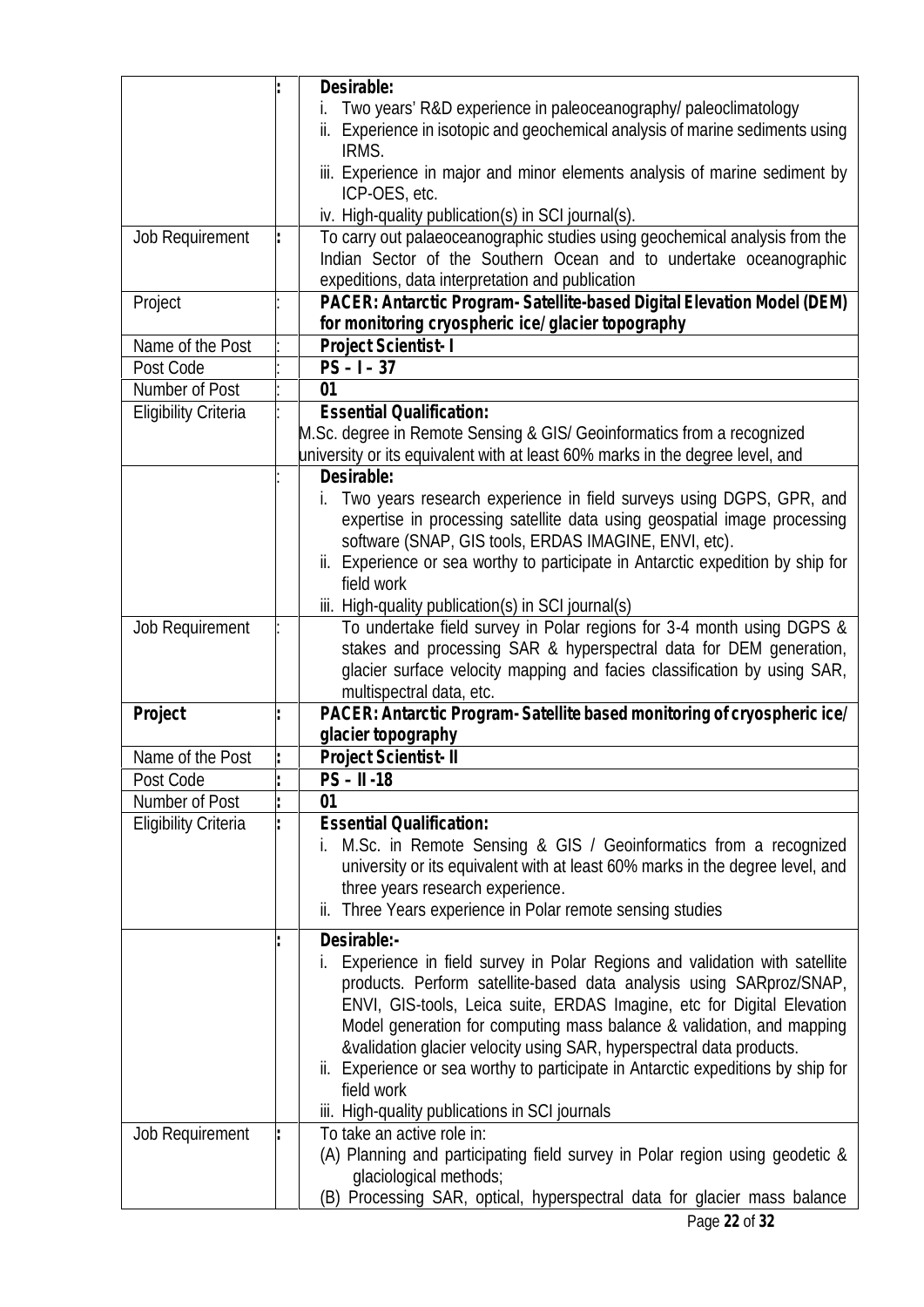| | | |
|---|---|---|
| | : | **Desirable:**<br>i. Two years' R&D experience in paleoceanography/ paleoclimatology<br>ii. Experience in isotopic and geochemical analysis of marine sediments using IRMS.<br>iii. Experience in major and minor elements analysis of marine sediment by ICP-OES, etc.<br>iv. High-quality publication(s) in SCI journal(s). |
| Job Requirement | : | To carry out palaeoceanographic studies using geochemical analysis from the Indian Sector of the Southern Ocean and to undertake oceanographic expeditions, data interpretation and publication |
| Project | : | **PACER: Antarctic Program- Satellite-based Digital Elevation Model (DEM) for monitoring cryospheric ice/ glacier topography** |
| Name of the Post | : | **Project Scientist- I** |
| Post Code | : | **PS – I – 37** |
| Number of Post | : | **01** |
| Eligibility Criteria | : | **Essential Qualification:**<br>M.Sc. degree in Remote Sensing & GIS/ Geoinformatics from a recognized university or its equivalent with at least 60% marks in the degree level, and |
| | : | **Desirable:**<br>i. Two years research experience in field surveys using DGPS, GPR, and expertise in processing satellite data using geospatial image processing software (SNAP, GIS tools, ERDAS IMAGINE, ENVI, etc).<br>ii. Experience or sea worthy to participate in Antarctic expedition by ship for field work<br>iii. High-quality publication(s) in SCI journal(s) |
| Job Requirement | : | To undertake field survey in Polar regions for 3-4 month using DGPS & stakes and processing SAR & hyperspectral data for DEM generation, glacier surface velocity mapping and facies classification by using SAR, multispectral data, etc. |
| **Project** | : | **PACER: Antarctic Program- Satellite based monitoring of cryospheric ice/ glacier topography** |
| Name of the Post | : | **Project Scientist- II** |
| Post Code | : | **PS – II -18** |
| Number of Post | : | **01** |
| Eligibility Criteria | : | **Essential Qualification:**<br>i. M.Sc. in Remote Sensing & GIS / Geoinformatics from a recognized university or its equivalent with at least 60% marks in the degree level, and three years research experience.<br>ii. Three Years experience in Polar remote sensing studies |
| | : | **Desirable:-**<br>i. Experience in field survey in Polar Regions and validation with satellite products. Perform satellite-based data analysis using SARproz/SNAP, ENVI, GIS-tools, Leica suite, ERDAS Imagine, etc for Digital Elevation Model generation for computing mass balance & validation, and mapping &validation glacier velocity using SAR, hyperspectral data products.<br>ii. Experience or sea worthy to participate in Antarctic expeditions by ship for field work<br>iii. High-quality publications in SCI journals |
| Job Requirement | : | To take an active role in:<br>(A) Planning and participating field survey in Polar region using geodetic & glaciological methods;<br>(B) Processing SAR, optical, hyperspectral data for glacier mass balance |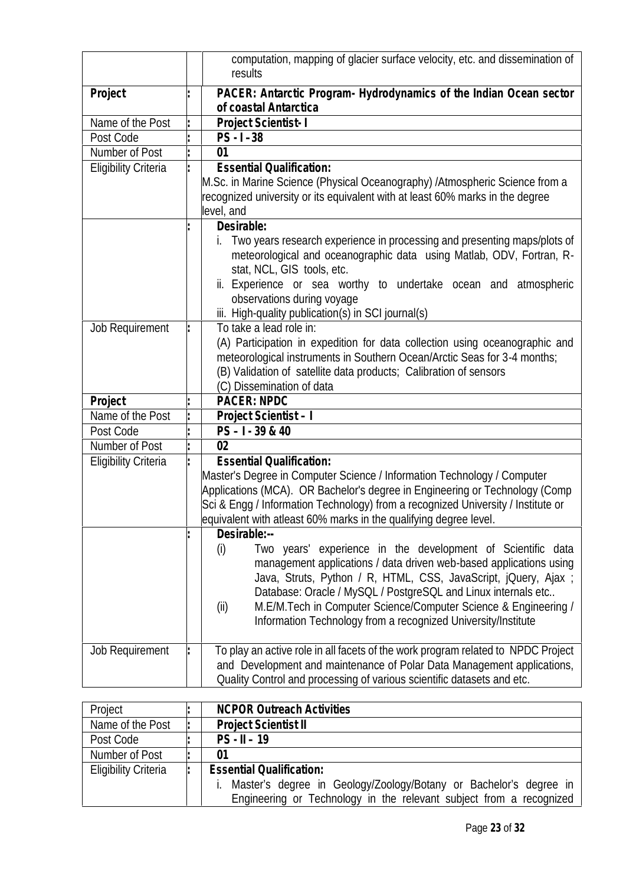| | | |
|---|---|---|
| | | computation, mapping of glacier surface velocity, etc. and dissemination of results |
| **Project** | : | **PACER: Antarctic Program- Hydrodynamics of the Indian Ocean sector of coastal Antarctica** |
| Name of the Post | : | **Project Scientist- I** |
| Post Code | : | **PS - I –38** |
| Number of Post | : | **01** |
| Eligibility Criteria | : | **Essential Qualification:**<br>M.Sc. in Marine Science (Physical Oceanography) /Atmospheric Science from a recognized university or its equivalent with at least 60% marks in the degree level, and |
| | : | **Desirable:**<br>i. Two years research experience in processing and presenting maps/plots of meteorological and oceanographic data using Matlab, ODV, Fortran, R-stat, NCL, GIS tools, etc.<br>ii. Experience or sea worthy to undertake ocean and atmospheric observations during voyage<br>iii. High-quality publication(s) in SCI journal(s) |
| Job Requirement | : | To take a lead role in:<br>(A) Participation in expedition for data collection using oceanographic and meteorological instruments in Southern Ocean/Arctic Seas for 3-4 months;<br>(B) Validation of satellite data products; Calibration of sensors<br>(C) Dissemination of data |
| **Project** | : | **PACER: NPDC** |
| Name of the Post | : | **Project Scientist – I** |
| Post Code | : | **PS – I - 39 & 40** |
| Number of Post | : | **02** |
| Eligibility Criteria | : | **Essential Qualification:**<br>Master's Degree in Computer Science / Information Technology / Computer Applications (MCA). OR Bachelor's degree in Engineering or Technology (Comp Sci & Engg / Information Technology) from a recognized University / Institute or equivalent with atleast 60% marks in the qualifying degree level. |
| | : | **Desirable:--**<br>(i) Two years' experience in the development of Scientific data management applications / data driven web-based applications using Java, Struts, Python / R, HTML, CSS, JavaScript, jQuery, Ajax ; Database: Oracle / MySQL / PostgreSQL and Linux internals etc..<br>(ii) M.E/M.Tech in Computer Science/Computer Science & Engineering / Information Technology from a recognized University/Institute |
| Job Requirement | : | To play an active role in all facets of the work program related to NPDC Project and Development and maintenance of Polar Data Management applications, Quality Control and processing of various scientific datasets and etc. |

| | | |
|---|---|---|
| Project | : | **NCPOR Outreach Activities** |
| Name of the Post | : | **Project Scientist II** |
| Post Code | : | **PS - II – 19** |
| Number of Post | : | **01** |
| Eligibility Criteria | : | **Essential Qualification:**<br>i. Master's degree in Geology/Zoology/Botany or Bachelor's degree in Engineering or Technology in the relevant subject from a recognized |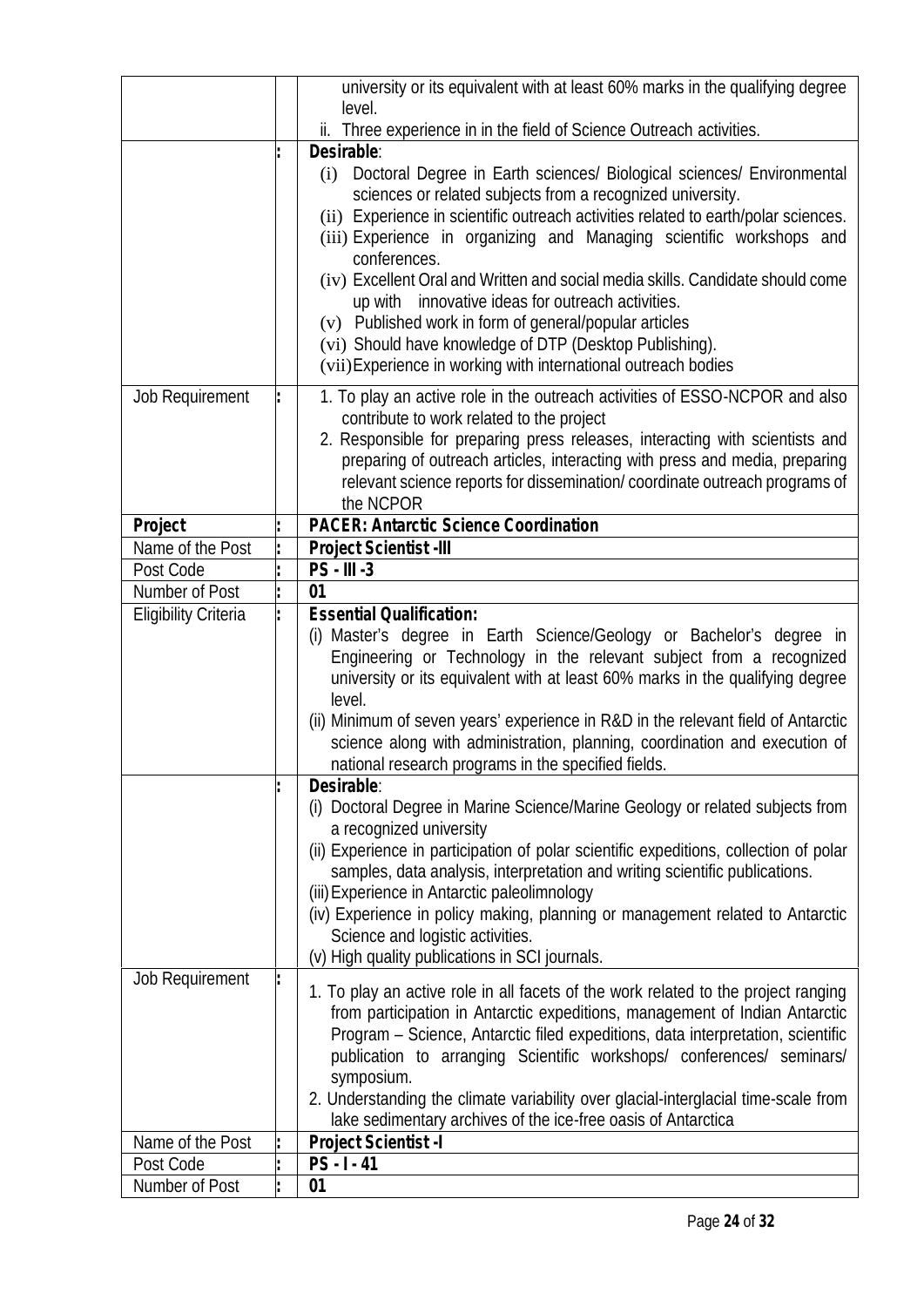| | | |
|---|---|---|
| | | university or its equivalent with at least 60% marks in the qualifying degree level.<br>ii. Three experience in in the field of Science Outreach activities. |
| | : | **Desirable**:<br>(i) Doctoral Degree in Earth sciences/ Biological sciences/ Environmental sciences or related subjects from a recognized university.<br>(ii) Experience in scientific outreach activities related to earth/polar sciences.<br>(iii) Experience in organizing and Managing scientific workshops and conferences.<br>(iv) Excellent Oral and Written and social media skills. Candidate should come up with innovative ideas for outreach activities.<br>(v) Published work in form of general/popular articles<br>(vi) Should have knowledge of DTP (Desktop Publishing).<br>(vii) Experience in working with international outreach bodies |
| Job Requirement | : | 1. To play an active role in the outreach activities of ESSO-NCPOR and also contribute to work related to the project<br>2. Responsible for preparing press releases, interacting with scientists and preparing of outreach articles, interacting with press and media, preparing relevant science reports for dissemination/ coordinate outreach programs of the NCPOR |
| **Project** | : | **PACER: Antarctic Science Coordination** |
| Name of the Post | : | **Project Scientist -III** |
| Post Code | : | **PS - III -3** |
| Number of Post | : | **01** |
| Eligibility Criteria | : | **Essential Qualification:**<br>(i) Master's degree in Earth Science/Geology or Bachelor's degree in Engineering or Technology in the relevant subject from a recognized university or its equivalent with at least 60% marks in the qualifying degree level.<br>(ii) Minimum of seven years' experience in R&D in the relevant field of Antarctic science along with administration, planning, coordination and execution of national research programs in the specified fields. |
| | : | **Desirable**:<br>(i) Doctoral Degree in Marine Science/Marine Geology or related subjects from a recognized university<br>(ii) Experience in participation of polar scientific expeditions, collection of polar samples, data analysis, interpretation and writing scientific publications.<br>(iii) Experience in Antarctic paleolimnology<br>(iv) Experience in policy making, planning or management related to Antarctic Science and logistic activities.<br>(v) High quality publications in SCI journals. |
| Job Requirement | : | 1. To play an active role in all facets of the work related to the project ranging from participation in Antarctic expeditions, management of Indian Antarctic Program – Science, Antarctic filed expeditions, data interpretation, scientific publication to arranging Scientific workshops/ conferences/ seminars/ symposium.<br>2. Understanding the climate variability over glacial-interglacial time-scale from lake sedimentary archives of the ice-free oasis of Antarctica |
| Name of the Post | : | **Project Scientist -I** |
| Post Code | : | **PS - I - 41** |
| Number of Post | : | **01** |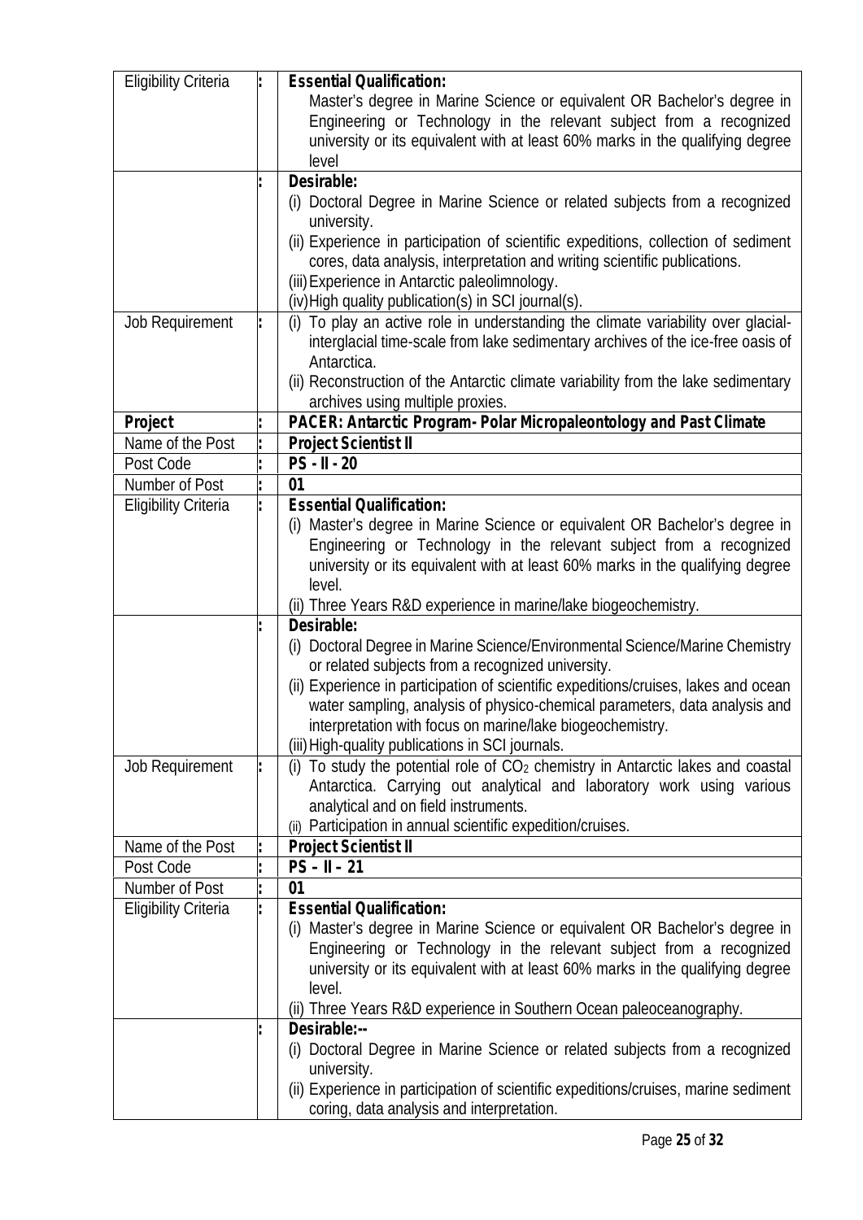| | | |
|---|---|---|
| Eligibility Criteria | : | **Essential Qualification:**<br>Master's degree in Marine Science or equivalent OR Bachelor's degree in Engineering or Technology in the relevant subject from a recognized university or its equivalent with at least 60% marks in the qualifying degree level |
| | : | **Desirable:**<br>(i) Doctoral Degree in Marine Science or related subjects from a recognized university.<br>(ii) Experience in participation of scientific expeditions, collection of sediment cores, data analysis, interpretation and writing scientific publications.<br>(iii) Experience in Antarctic paleolimnology.<br>(iv) High quality publication(s) in SCI journal(s). |
| Job Requirement | : | (i) To play an active role in understanding the climate variability over glacial-interglacial time-scale from lake sedimentary archives of the ice-free oasis of Antarctica.<br>(ii) Reconstruction of the Antarctic climate variability from the lake sedimentary archives using multiple proxies. |
| **Project** | : | **PACER: Antarctic Program- Polar Micropaleontology and Past Climate** |
| Name of the Post | : | **Project Scientist II** |
| Post Code | : | **PS - II - 20** |
| Number of Post | : | **01** |
| Eligibility Criteria | : | **Essential Qualification:**<br>(i) Master's degree in Marine Science or equivalent OR Bachelor's degree in Engineering or Technology in the relevant subject from a recognized university or its equivalent with at least 60% marks in the qualifying degree level.<br>(ii) Three Years R&D experience in marine/lake biogeochemistry. |
| | : | **Desirable:**<br>(i) Doctoral Degree in Marine Science/Environmental Science/Marine Chemistry or related subjects from a recognized university.<br>(ii) Experience in participation of scientific expeditions/cruises, lakes and ocean water sampling, analysis of physico-chemical parameters, data analysis and interpretation with focus on marine/lake biogeochemistry.<br>(iii) High-quality publications in SCI journals. |
| Job Requirement | : | (i) To study the potential role of $CO_2$ chemistry in Antarctic lakes and coastal Antarctica. Carrying out analytical and laboratory work using various analytical and on field instruments.<br>(ii) Participation in annual scientific expedition/cruises. |
| Name of the Post | : | **Project Scientist II** |
| Post Code | : | **PS – II – 21** |
| Number of Post | : | **01** |
| Eligibility Criteria | : | **Essential Qualification:**<br>(i) Master's degree in Marine Science or equivalent OR Bachelor's degree in Engineering or Technology in the relevant subject from a recognized university or its equivalent with at least 60% marks in the qualifying degree level.<br>(ii) Three Years R&D experience in Southern Ocean paleoceanography. |
| | : | **Desirable:--**<br>(i) Doctoral Degree in Marine Science or related subjects from a recognized university.<br>(ii) Experience in participation of scientific expeditions/cruises, marine sediment coring, data analysis and interpretation. |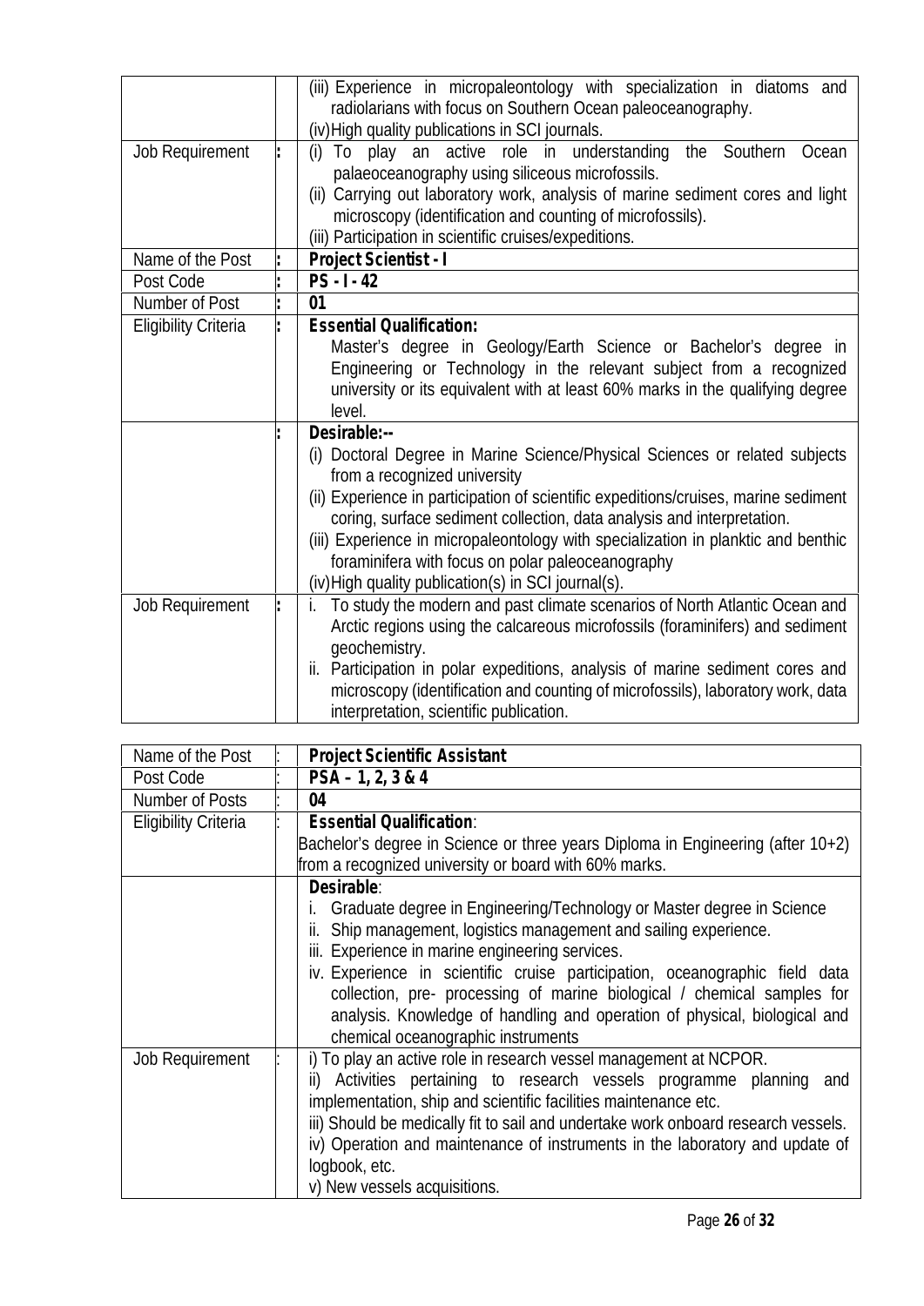| | | |
|---|---|---|
| | | (iii) Experience in micropaleontology with specialization in diatoms and radiolarians with focus on Southern Ocean paleoceanography.<br>(iv) High quality publications in SCI journals. |
| Job Requirement | : | (i) To play an active role in understanding the Southern Ocean palaeoceanography using siliceous microfossils.<br>(ii) Carrying out laboratory work, analysis of marine sediment cores and light microscopy (identification and counting of microfossils).<br>(iii) Participation in scientific cruises/expeditions. |
| Name of the Post | : | **Project Scientist - I** |
| Post Code | : | **PS - I - 42** |
| Number of Post | : | **01** |
| Eligibility Criteria | : | **Essential Qualification:**<br>Master's degree in Geology/Earth Science or Bachelor's degree in Engineering or Technology in the relevant subject from a recognized university or its equivalent with at least 60% marks in the qualifying degree level. |
| | : | **Desirable:--**<br>(i) Doctoral Degree in Marine Science/Physical Sciences or related subjects from a recognized university<br>(ii) Experience in participation of scientific expeditions/cruises, marine sediment coring, surface sediment collection, data analysis and interpretation.<br>(iii) Experience in micropaleontology with specialization in planktic and benthic foraminifera with focus on polar paleoceanography<br>(iv) High quality publication(s) in SCI journal(s). |
| Job Requirement | : | i. To study the modern and past climate scenarios of North Atlantic Ocean and Arctic regions using the calcareous microfossils (foraminifers) and sediment geochemistry.<br>ii. Participation in polar expeditions, analysis of marine sediment cores and microscopy (identification and counting of microfossils), laboratory work, data interpretation, scientific publication. |

| | | |
|---|---|---|
| Name of the Post | : | **Project Scientific Assistant** |
| Post Code | : | **PSA – 1, 2, 3 & 4** |
| Number of Posts | : | **04** |
| Eligibility Criteria | : | **Essential Qualification**:<br>Bachelor's degree in Science or three years Diploma in Engineering (after 10+2) from a recognized university or board with 60% marks. |
| | | **Desirable**:<br>i. Graduate degree in Engineering/Technology or Master degree in Science<br>ii. Ship management, logistics management and sailing experience.<br>iii. Experience in marine engineering services.<br>iv. Experience in scientific cruise participation, oceanographic field data collection, pre- processing of marine biological / chemical samples for analysis. Knowledge of handling and operation of physical, biological and chemical oceanographic instruments |
| Job Requirement | : | i) To play an active role in research vessel management at NCPOR.<br>ii) Activities pertaining to research vessels programme planning and implementation, ship and scientific facilities maintenance etc.<br>iii) Should be medically fit to sail and undertake work onboard research vessels.<br>iv) Operation and maintenance of instruments in the laboratory and update of logbook, etc.<br>v) New vessels acquisitions. |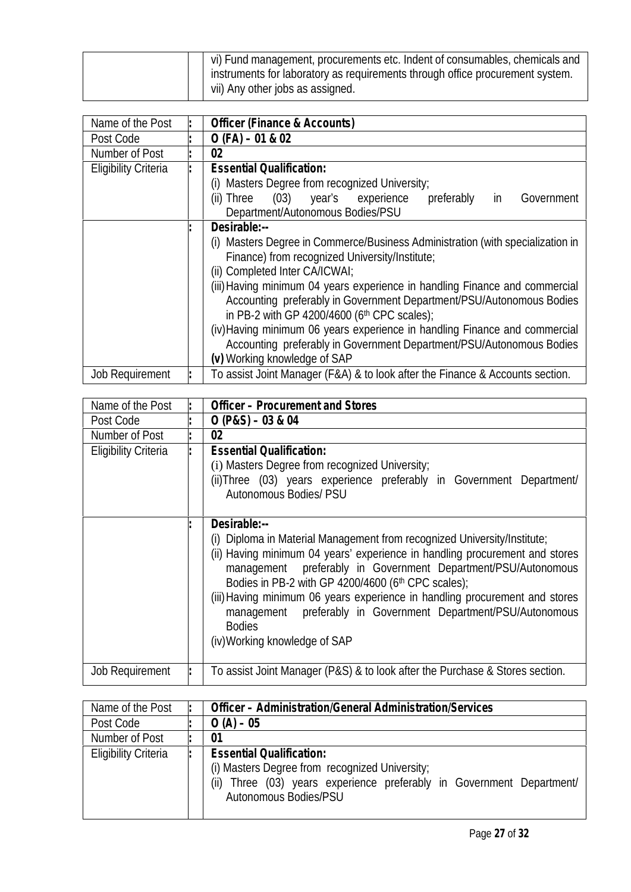| | | |
|---|---|---|
| | | vi) Fund management, procurements etc. Indent of consumables, chemicals and instruments for laboratory as requirements through office procurement system.<br>vii) Any other jobs as assigned. |

| Name of the Post | : | **Officer (Finance & Accounts)** |
|---|---|---|
| Post Code | : | **O (FA) – 01 & 02** |
| Number of Post | : | **02** |
| Eligibility Criteria | : | **Essential Qualification:**<br>(i) Masters Degree from recognized University;<br>(ii) Three (03) year's experience preferably in Government Department/Autonomous Bodies/PSU |
| | : | **Desirable:--**<br>(i) Masters Degree in Commerce/Business Administration (with specialization in Finance) from recognized University/Institute;<br>(ii) Completed Inter CA/ICWAI;<br>(iii) Having minimum 04 years experience in handling Finance and commercial Accounting preferably in Government Department/PSU/Autonomous Bodies in PB-2 with GP 4200/4600 (6th CPC scales);<br>(iv) Having minimum 06 years experience in handling Finance and commercial Accounting preferably in Government Department/PSU/Autonomous Bodies<br>**(v)** Working knowledge of SAP |
| Job Requirement | : | To assist Joint Manager (F&A) & to look after the Finance & Accounts section. |

| Name of the Post | : | **Officer – Procurement and Stores** |
|---|---|---|
| Post Code | : | **O (P&S) – 03 & 04** |
| Number of Post | : | **02** |
| Eligibility Criteria | : | **Essential Qualification:**<br>(i) Masters Degree from recognized University;<br>(ii) Three (03) years experience preferably in Government Department/ Autonomous Bodies/ PSU |
| | : | **Desirable:--**<br>(i) Diploma in Material Management from recognized University/Institute;<br>(ii) Having minimum 04 years' experience in handling procurement and stores management preferably in Government Department/PSU/Autonomous Bodies in PB-2 with GP 4200/4600 (6th CPC scales);<br>(iii) Having minimum 06 years experience in handling procurement and stores management preferably in Government Department/PSU/Autonomous Bodies<br>(iv) Working knowledge of SAP |
| Job Requirement | : | To assist Joint Manager (P&S) & to look after the Purchase & Stores section. |

| Name of the Post | : | **Officer – Administration/General Administration/Services** |
|---|---|---|
| Post Code | : | **O (A) – 05** |
| Number of Post | : | **01** |
| Eligibility Criteria | : | **Essential Qualification:**<br>(i) Masters Degree from recognized University;<br>(ii) Three (03) years experience preferably in Government Department/ Autonomous Bodies/PSU |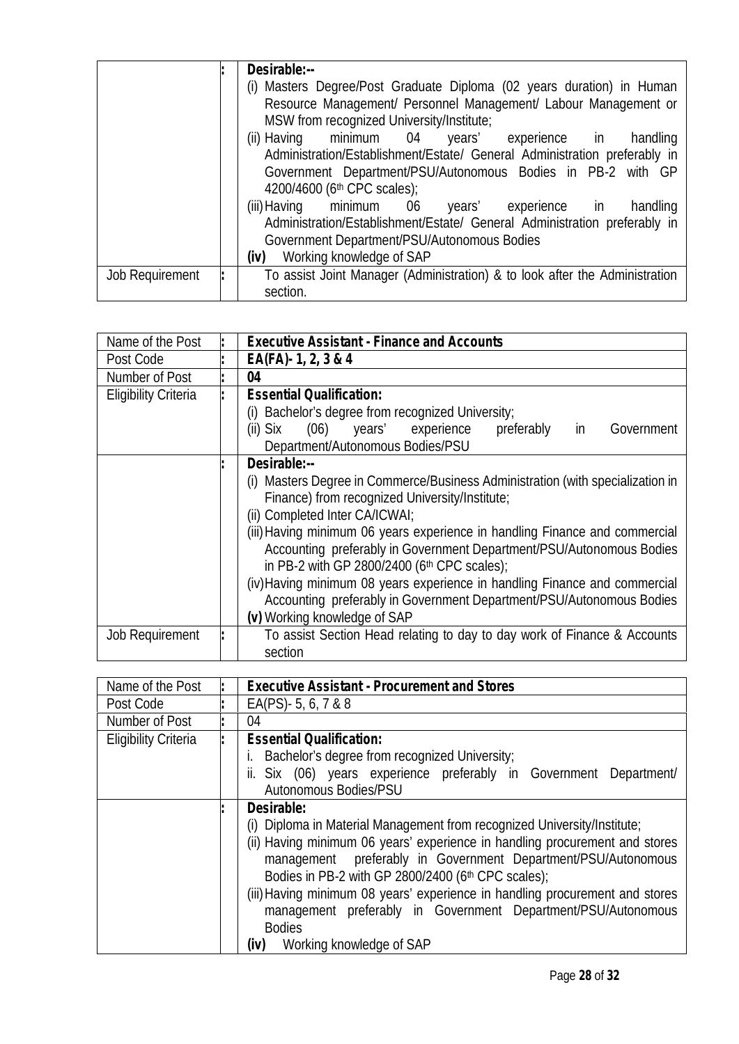| | | |
|---|---|---|
| | : | **Desirable:--**<br>(i) Masters Degree/Post Graduate Diploma (02 years duration) in Human Resource Management/ Personnel Management/ Labour Management or MSW from recognized University/Institute;<br>(ii) Having minimum 04 years' experience in handling Administration/Establishment/Estate/ General Administration preferably in Government Department/PSU/Autonomous Bodies in PB-2 with GP 4200/4600 (6th CPC scales);<br>(iii) Having minimum 06 years' experience in handling Administration/Establishment/Estate/ General Administration preferably in Government Department/PSU/Autonomous Bodies<br>**(iv)** Working knowledge of SAP |
| Job Requirement | : | To assist Joint Manager (Administration) & to look after the Administration section. |

| Name of the Post | : | **Executive Assistant - Finance and Accounts** |
|---|---|---|
| Post Code | : | **EA(FA)- 1, 2, 3 & 4** |
| Number of Post | : | **04** |
| Eligibility Criteria | : | **Essential Qualification:**<br>(i) Bachelor's degree from recognized University;<br>(ii) Six (06) years' experience preferably in Government Department/Autonomous Bodies/PSU |
| | : | **Desirable:--**<br>(i) Masters Degree in Commerce/Business Administration (with specialization in Finance) from recognized University/Institute;<br>(ii) Completed Inter CA/ICWAI;<br>(iii) Having minimum 06 years experience in handling Finance and commercial Accounting preferably in Government Department/PSU/Autonomous Bodies in PB-2 with GP 2800/2400 (6th CPC scales);<br>(iv) Having minimum 08 years experience in handling Finance and commercial Accounting preferably in Government Department/PSU/Autonomous Bodies<br>**(v)** Working knowledge of SAP |
| Job Requirement | : | To assist Section Head relating to day to day work of Finance & Accounts section |

| Name of the Post | : | **Executive Assistant - Procurement and Stores** |
|---|---|---|
| Post Code | : | EA(PS)- 5, 6, 7 & 8 |
| Number of Post | : | 04 |
| Eligibility Criteria | : | **Essential Qualification:**<br>i. Bachelor's degree from recognized University;<br>ii. Six (06) years experience preferably in Government Department/ Autonomous Bodies/PSU |
| | : | **Desirable:**<br>(i) Diploma in Material Management from recognized University/Institute;<br>(ii) Having minimum 06 years' experience in handling procurement and stores management preferably in Government Department/PSU/Autonomous Bodies in PB-2 with GP 2800/2400 (6th CPC scales);<br>(iii) Having minimum 08 years' experience in handling procurement and stores management preferably in Government Department/PSU/Autonomous Bodies<br>**(iv)** Working knowledge of SAP |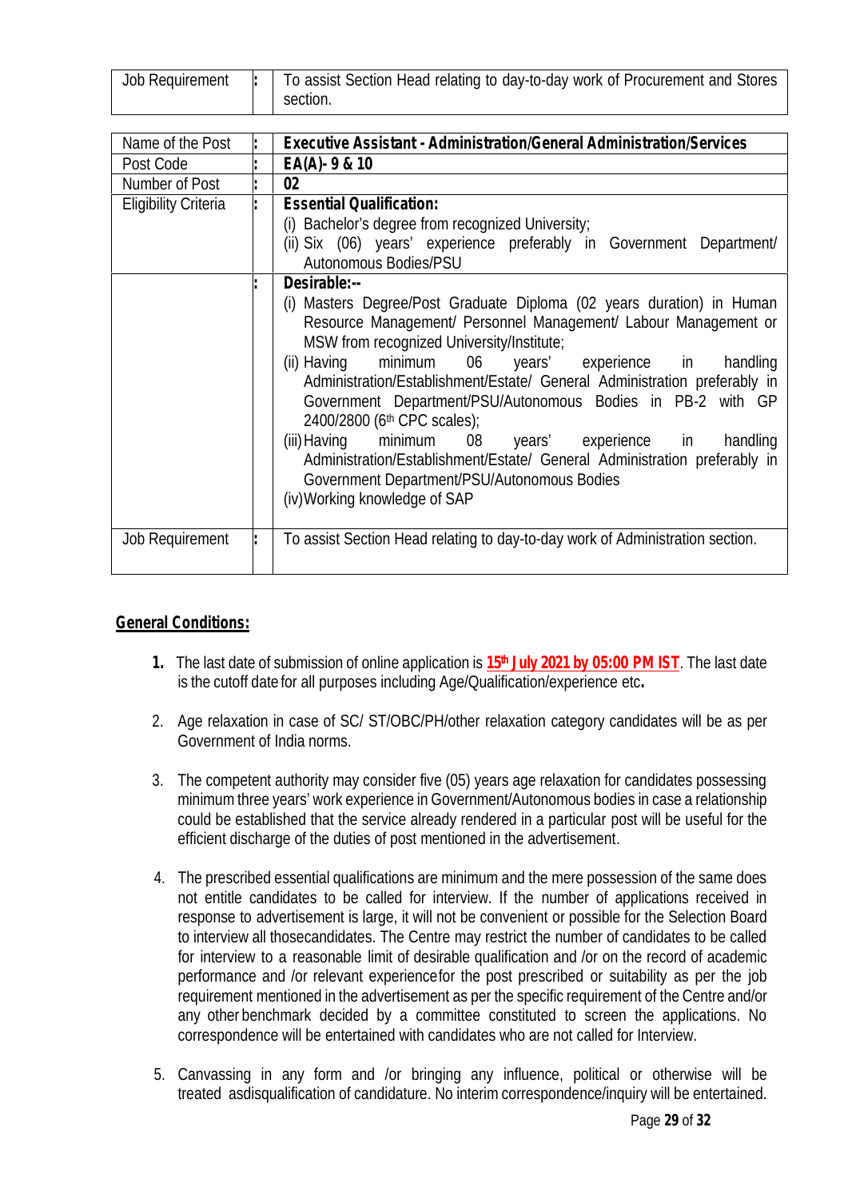| Job Requirement | : | To assist Section Head relating to day-to-day work of Procurement and Stores section. |
|---|---|---|

| Name of the Post | : | **Executive Assistant - Administration/General Administration/Services** |
|---|---|---|
| Post Code | : | **EA(A)- 9 & 10** |
| Number of Post | : | **02** |
| Eligibility Criteria | : | **Essential Qualification:**<br>(i) Bachelor's degree from recognized University;<br>(ii) Six (06) years' experience preferably in Government Department/ Autonomous Bodies/PSU |
| | : | **Desirable:--**<br>(i) Masters Degree/Post Graduate Diploma (02 years duration) in Human Resource Management/ Personnel Management/ Labour Management or MSW from recognized University/Institute;<br>(ii) Having minimum 06 years' experience in handling Administration/Establishment/Estate/ General Administration preferably in Government Department/PSU/Autonomous Bodies in PB-2 with GP 2400/2800 (6th CPC scales);<br>(iii) Having minimum 08 years' experience in handling Administration/Establishment/Estate/ General Administration preferably in Government Department/PSU/Autonomous Bodies<br>(iv) Working knowledge of SAP |
| Job Requirement | : | To assist Section Head relating to day-to-day work of Administration section. |

## General Conditions:

1. The last date of submission of online application is **15th July 2021 by 05:00 PM IST**. The last date is the cutoff date for all purposes including Age/Qualification/experience etc**.**

2. Age relaxation in case of SC/ ST/OBC/PH/other relaxation category candidates will be as per Government of India norms.

3. The competent authority may consider five (05) years age relaxation for candidates possessing minimum three years' work experience in Government/Autonomous bodies in case a relationship could be established that the service already rendered in a particular post will be useful for the efficient discharge of the duties of post mentioned in the advertisement.

4. The prescribed essential qualifications are minimum and the mere possession of the same does not entitle candidates to be called for interview. If the number of applications received in response to advertisement is large, it will not be convenient or possible for the Selection Board to interview all thosecandidates. The Centre may restrict the number of candidates to be called for interview to a reasonable limit of desirable qualification and /or on the record of academic performance and /or relevant experiencefor the post prescribed or suitability as per the job requirement mentioned in the advertisement as per the specific requirement of the Centre and/or any other benchmark decided by a committee constituted to screen the applications. No correspondence will be entertained with candidates who are not called for Interview.

5. Canvassing in any form and /or bringing any influence, political or otherwise will be treated asdisqualification of candidature. No interim correspondence/inquiry will be entertained.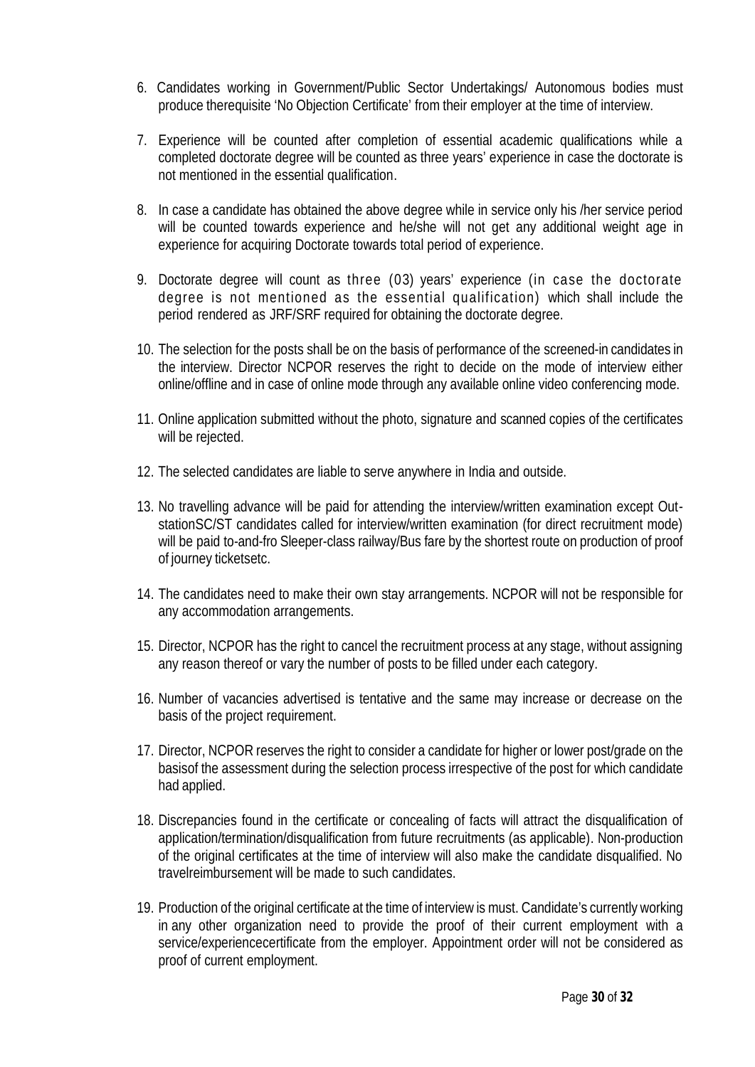6. Candidates working in Government/Public Sector Undertakings/ Autonomous bodies must produce therequisite 'No Objection Certificate' from their employer at the time of interview.

7. Experience will be counted after completion of essential academic qualifications while a completed doctorate degree will be counted as three years' experience in case the doctorate is not mentioned in the essential qualification.

8. In case a candidate has obtained the above degree while in service only his /her service period will be counted towards experience and he/she will not get any additional weight age in experience for acquiring Doctorate towards total period of experience.

9. Doctorate degree will count as three (03) years' experience (in case the doctorate degree is not mentioned as the essential qualification) which shall include the period rendered as JRF/SRF required for obtaining the doctorate degree.

10. The selection for the posts shall be on the basis of performance of the screened-in candidates in the interview. Director NCPOR reserves the right to decide on the mode of interview either online/offline and in case of online mode through any available online video conferencing mode.

11. Online application submitted without the photo, signature and scanned copies of the certificates will be rejected.

12. The selected candidates are liable to serve anywhere in India and outside.

13. No travelling advance will be paid for attending the interview/written examination except Out-stationSC/ST candidates called for interview/written examination (for direct recruitment mode) will be paid to-and-fro Sleeper-class railway/Bus fare by the shortest route on production of proof of journey ticketsetc.

14. The candidates need to make their own stay arrangements. NCPOR will not be responsible for any accommodation arrangements.

15. Director, NCPOR has the right to cancel the recruitment process at any stage, without assigning any reason thereof or vary the number of posts to be filled under each category.

16. Number of vacancies advertised is tentative and the same may increase or decrease on the basis of the project requirement.

17. Director, NCPOR reserves the right to consider a candidate for higher or lower post/grade on the basisof the assessment during the selection process irrespective of the post for which candidate had applied.

18. Discrepancies found in the certificate or concealing of facts will attract the disqualification of application/termination/disqualification from future recruitments (as applicable). Non-production of the original certificates at the time of interview will also make the candidate disqualified. No travelreimbursement will be made to such candidates.

19. Production of the original certificate at the time of interview is must. Candidate's currently working in any other organization need to provide the proof of their current employment with a service/experiencecertificate from the employer. Appointment order will not be considered as proof of current employment.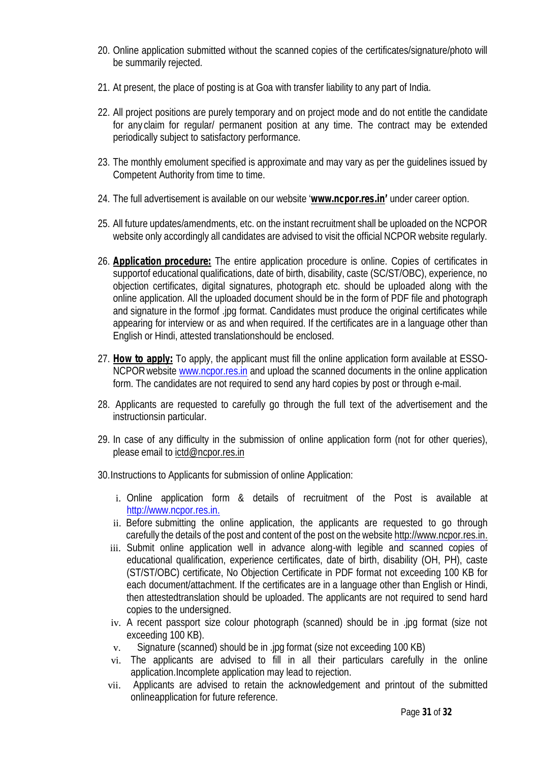20. Online application submitted without the scanned copies of the certificates/signature/photo will be summarily rejected.

21. At present, the place of posting is at Goa with transfer liability to any part of India.

22. All project positions are purely temporary and on project mode and do not entitle the candidate for any claim for regular/ permanent position at any time. The contract may be extended periodically subject to satisfactory performance.

23. The monthly emolument specified is approximate and may vary as per the guidelines issued by Competent Authority from time to time.

24. The full advertisement is available on our website '**www.ncpor.res.in'** under career option.

25. All future updates/amendments, etc. on the instant recruitment shall be uploaded on the NCPOR website only accordingly all candidates are advised to visit the official NCPOR website regularly.

26. **Application procedure:** The entire application procedure is online. Copies of certificates in supportof educational qualifications, date of birth, disability, caste (SC/ST/OBC), experience, no objection certificates, digital signatures, photograph etc. should be uploaded along with the online application. All the uploaded document should be in the form of PDF file and photograph and signature in the formof .jpg format. Candidates must produce the original certificates while appearing for interview or as and when required. If the certificates are in a language other than English or Hindi, attested translationshould be enclosed.

27. **How to apply:** To apply, the applicant must fill the online application form available at ESSO-NCPOR website www.ncpor.res.in and upload the scanned documents in the online application form. The candidates are not required to send any hard copies by post or through e-mail.

28. Applicants are requested to carefully go through the full text of the advertisement and the instructionsin particular.

29. In case of any difficulty in the submission of online application form (not for other queries), please email to ictd@ncpor.res.in

30. Instructions to Applicants for submission of online Application:

    i. Online application form & details of recruitment of the Post is available at http://www.ncpor.res.in.
    ii. Before submitting the online application, the applicants are requested to go through carefully the details of the post and content of the post on the website http://www.ncpor.res.in.
    iii. Submit online application well in advance along-with legible and scanned copies of educational qualification, experience certificates, date of birth, disability (OH, PH), caste (ST/ST/OBC) certificate, No Objection Certificate in PDF format not exceeding 100 KB for each document/attachment. If the certificates are in a language other than English or Hindi, then attestedtranslation should be uploaded. The applicants are not required to send hard copies to the undersigned.
    iv. A recent passport size colour photograph (scanned) should be in .jpg format (size not exceeding 100 KB).
    v. Signature (scanned) should be in .jpg format (size not exceeding 100 KB)
    vi. The applicants are advised to fill in all their particulars carefully in the online application.Incomplete application may lead to rejection.
    vii. Applicants are advised to retain the acknowledgement and printout of the submitted onlineapplication for future reference.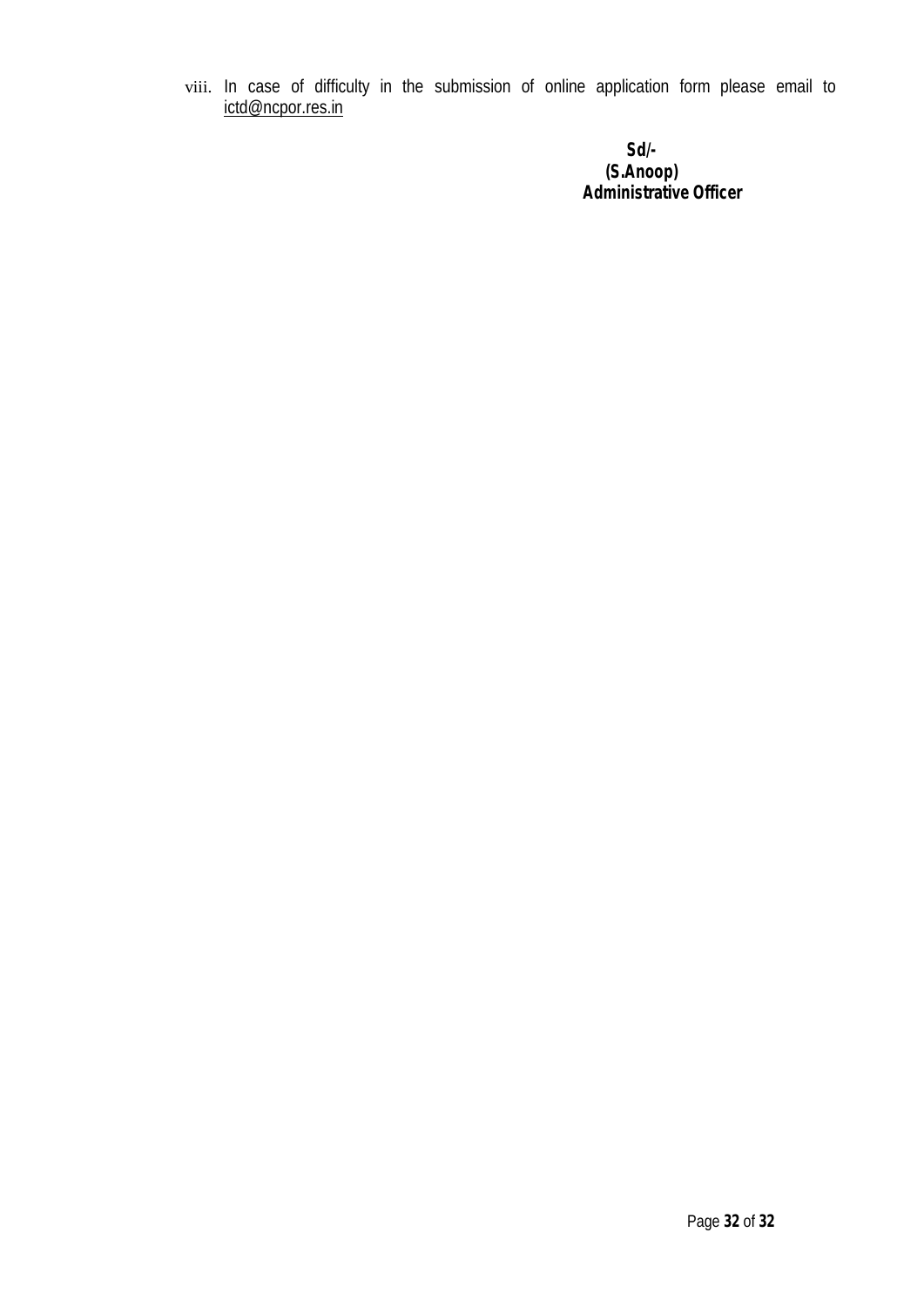viii. In case of difficulty in the submission of online application form please email to ictd@ncpor.res.in

**Sd/-**
**(S.Anoop)**
**Administrative Officer**